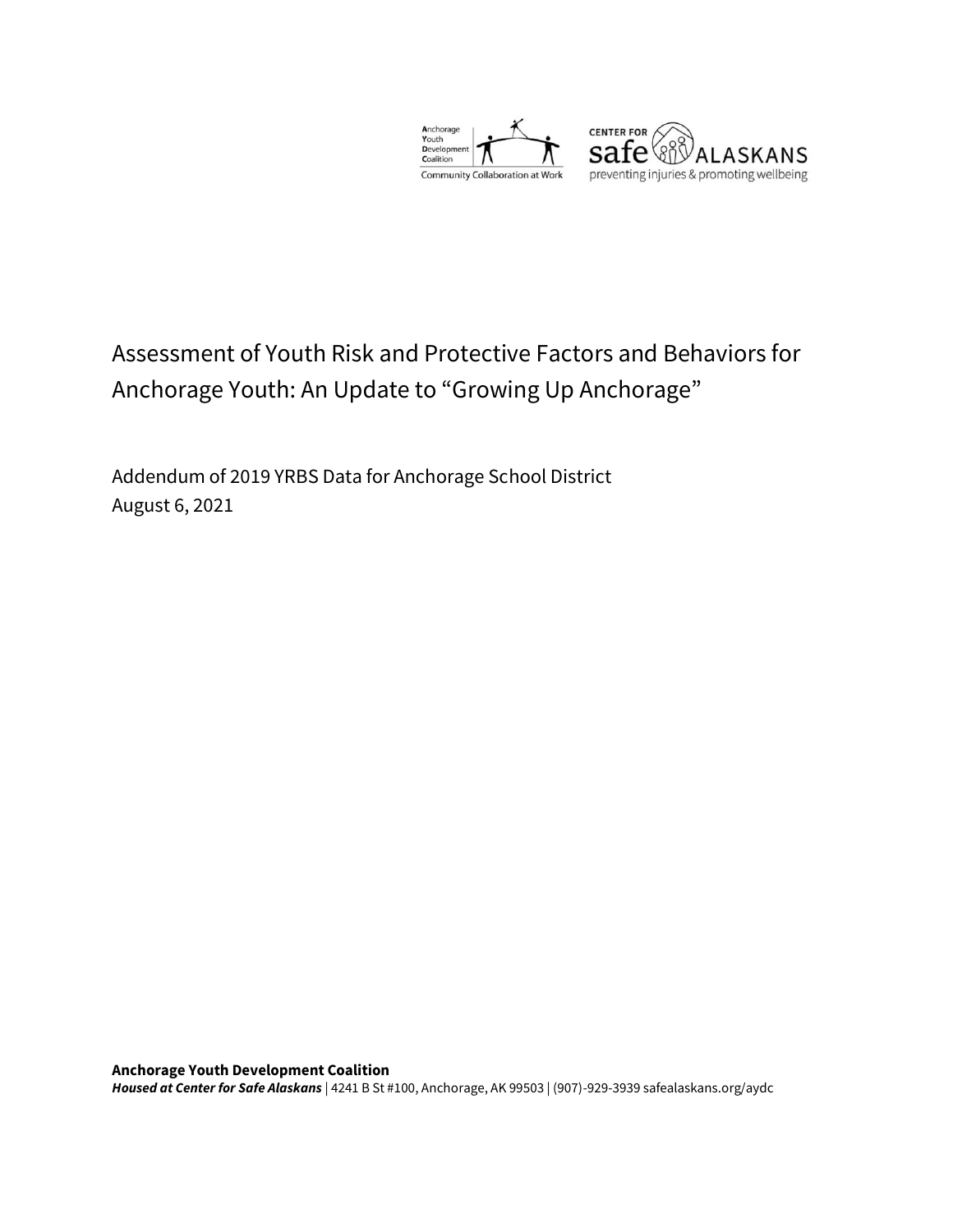# Assessment of Youth Risk and Protective Factors and Behaviors for Anchorage Youth: An Update to "Growing Up Anchorage"

Addendum of 2019 YRBS Data for Anchorage School District
August 6, 2021

**Anchorage Youth Development Coalition**
***Housed at Center for Safe Alaskans*** | 4241 B St #100, Anchorage, AK 99503 | (907)-929-3939 safealaskans.org/aydc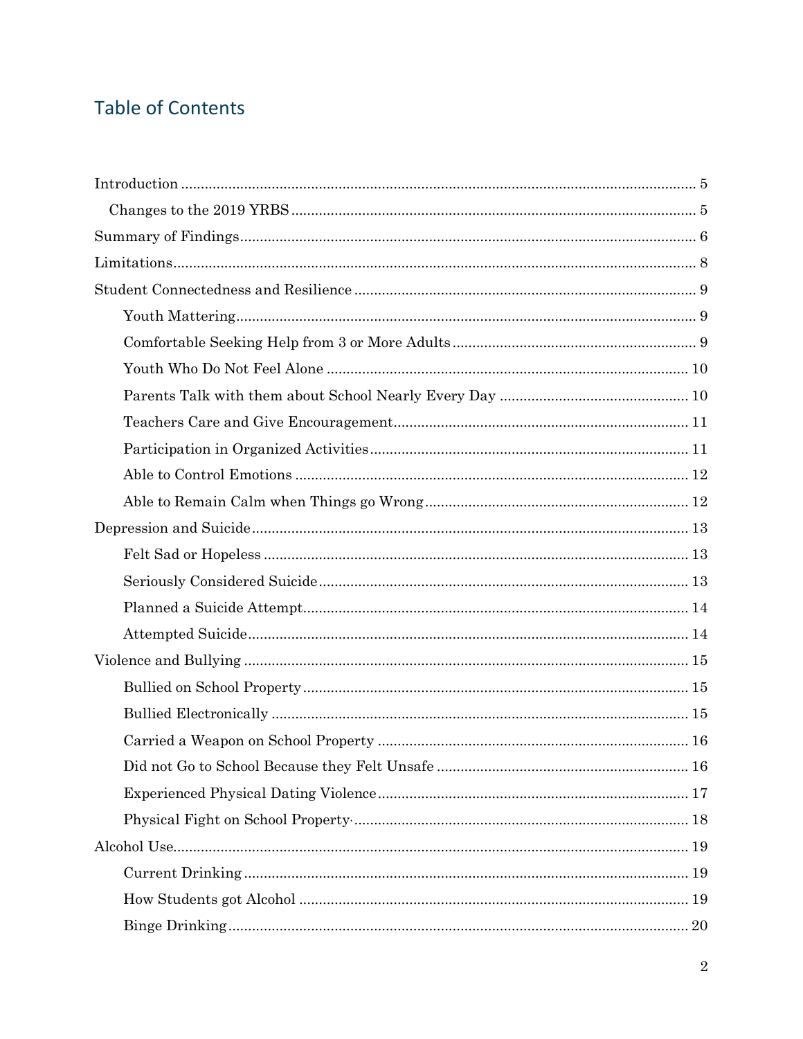## Table of Contents

- Introduction ... 5
  - Changes to the 2019 YRBS ... 5
- Summary of Findings ... 6
- Limitations ... 8
- Student Connectedness and Resilience ... 9
  - Youth Mattering ... 9
  - Comfortable Seeking Help from 3 or More Adults ... 9
  - Youth Who Do Not Feel Alone ... 10
  - Parents Talk with them about School Nearly Every Day ... 10
  - Teachers Care and Give Encouragement ... 11
  - Participation in Organized Activities ... 11
  - Able to Control Emotions ... 12
  - Able to Remain Calm when Things go Wrong ... 12
- Depression and Suicide ... 13
  - Felt Sad or Hopeless ... 13
  - Seriously Considered Suicide ... 13
  - Planned a Suicide Attempt ... 14
  - Attempted Suicide ... 14
- Violence and Bullying ... 15
  - Bullied on School Property ... 15
  - Bullied Electronically ... 15
  - Carried a Weapon on School Property ... 16
  - Did not Go to School Because they Felt Unsafe ... 16
  - Experienced Physical Dating Violence ... 17
  - Physical Fight on School Property ... 18
- Alcohol Use ... 19
  - Current Drinking ... 19
  - How Students got Alcohol ... 19
  - Binge Drinking ... 20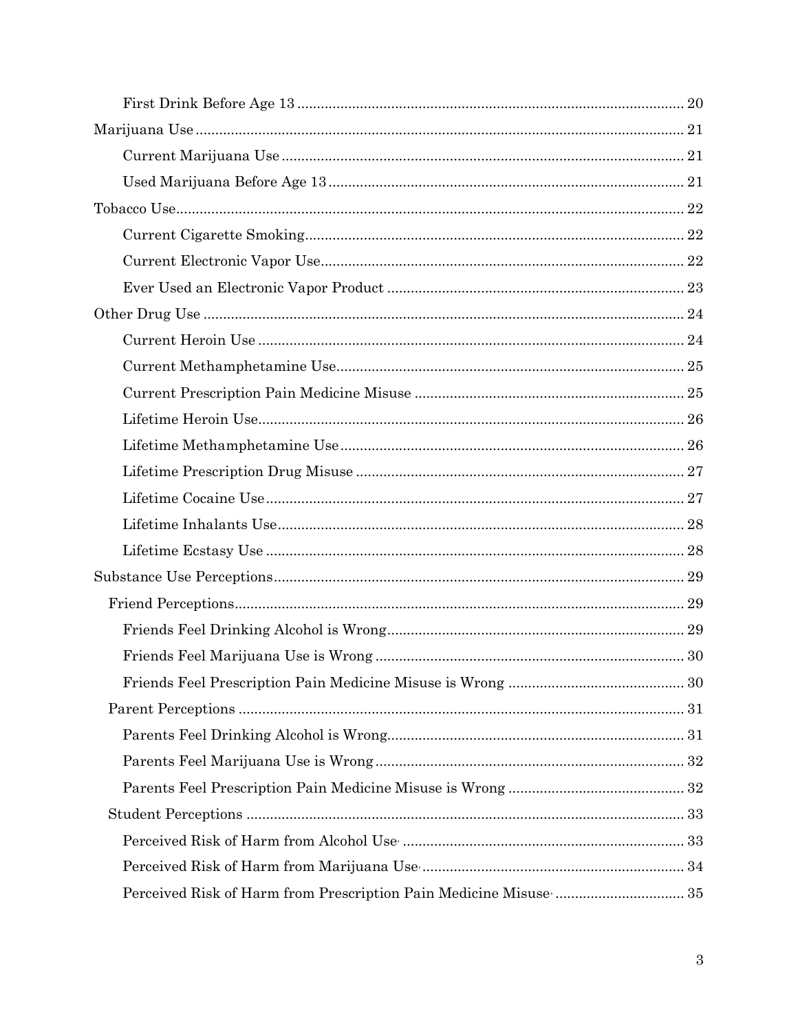First Drink Before Age 13 .................................................................................................. 20

Marijuana Use ............................................................................................................................ 21

Current Marijuana Use ...................................................................................................... 21

Used Marijuana Before Age 13 .......................................................................................... 21

Tobacco Use ................................................................................................................................. 22

Current Cigarette Smoking ................................................................................................ 22

Current Electronic Vapor Use ............................................................................................ 22

Ever Used an Electronic Vapor Product ............................................................................ 23

Other Drug Use ........................................................................................................................... 24

Current Heroin Use ............................................................................................................. 24

Current Methamphetamine Use ......................................................................................... 25

Current Prescription Pain Medicine Misuse ..................................................................... 25

Lifetime Heroin Use ............................................................................................................. 26

Lifetime Methamphetamine Use ........................................................................................ 26

Lifetime Prescription Drug Misuse .................................................................................... 27

Lifetime Cocaine Use ........................................................................................................... 27

Lifetime Inhalants Use ........................................................................................................ 28

Lifetime Ecstasy Use ........................................................................................................... 28

Substance Use Perceptions ........................................................................................................ 29

Friend Perceptions ................................................................................................................. 29

Friends Feel Drinking Alcohol is Wrong ............................................................................ 29

Friends Feel Marijuana Use is Wrong ............................................................................... 30

Friends Feel Prescription Pain Medicine Misuse is Wrong ............................................. 30

Parent Perceptions .................................................................................................................. 31

Parents Feel Drinking Alcohol is Wrong ............................................................................ 31

Parents Feel Marijuana Use is Wrong ............................................................................... 32

Parents Feel Prescription Pain Medicine Misuse is Wrong ............................................. 32

Student Perceptions ................................................................................................................ 33

Perceived Risk of Harm from Alcohol Use ........................................................................ 33

Perceived Risk of Harm from Marijuana Use .................................................................... 34

Perceived Risk of Harm from Prescription Pain Medicine Misuse ................................. 35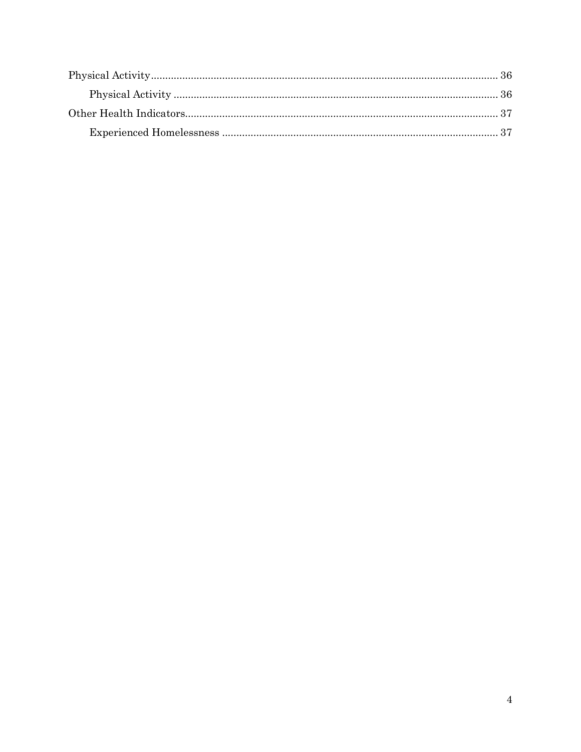Physical Activity.......................................................................................................... 36

    Physical Activity .................................................................................................. 36

Other Health Indicators.............................................................................................. 37

    Experienced Homelessness ................................................................................. 37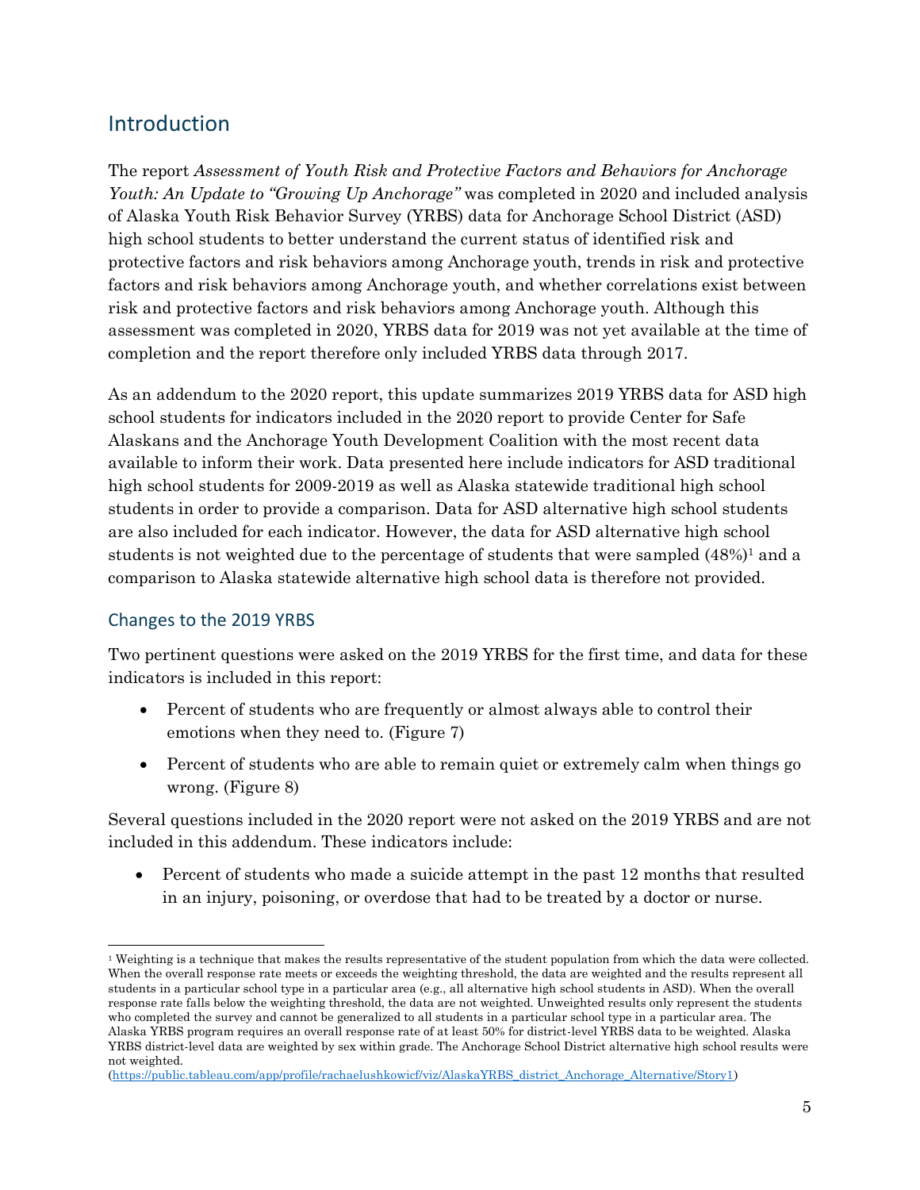## Introduction

The report *Assessment of Youth Risk and Protective Factors and Behaviors for Anchorage Youth: An Update to "Growing Up Anchorage"* was completed in 2020 and included analysis of Alaska Youth Risk Behavior Survey (YRBS) data for Anchorage School District (ASD) high school students to better understand the current status of identified risk and protective factors and risk behaviors among Anchorage youth, trends in risk and protective factors and risk behaviors among Anchorage youth, and whether correlations exist between risk and protective factors and risk behaviors among Anchorage youth. Although this assessment was completed in 2020, YRBS data for 2019 was not yet available at the time of completion and the report therefore only included YRBS data through 2017.

As an addendum to the 2020 report, this update summarizes 2019 YRBS data for ASD high school students for indicators included in the 2020 report to provide Center for Safe Alaskans and the Anchorage Youth Development Coalition with the most recent data available to inform their work. Data presented here include indicators for ASD traditional high school students for 2009-2019 as well as Alaska statewide traditional high school students in order to provide a comparison. Data for ASD alternative high school students are also included for each indicator. However, the data for ASD alternative high school students is not weighted due to the percentage of students that were sampled (48%)[1] and a comparison to Alaska statewide alternative high school data is therefore not provided.

### Changes to the 2019 YRBS

Two pertinent questions were asked on the 2019 YRBS for the first time, and data for these indicators is included in this report:

- Percent of students who are frequently or almost always able to control their emotions when they need to. (Figure 7)
- Percent of students who are able to remain quiet or extremely calm when things go wrong. (Figure 8)

Several questions included in the 2020 report were not asked on the 2019 YRBS and are not included in this addendum. These indicators include:

- Percent of students who made a suicide attempt in the past 12 months that resulted in an injury, poisoning, or overdose that had to be treated by a doctor or nurse.

[1] Weighting is a technique that makes the results representative of the student population from which the data were collected. When the overall response rate meets or exceeds the weighting threshold, the data are weighted and the results represent all students in a particular school type in a particular area (e.g., all alternative high school students in ASD). When the overall response rate falls below the weighting threshold, the data are not weighted. Unweighted results only represent the students who completed the survey and cannot be generalized to all students in a particular school type in a particular area. The Alaska YRBS program requires an overall response rate of at least 50% for district-level YRBS data to be weighted. Alaska YRBS district-level data are weighted by sex within grade. The Anchorage School District alternative high school results were not weighted.
(https://public.tableau.com/app/profile/rachaelushkowicf/viz/AlaskaYRBS_district_Anchorage_Alternative/Story1)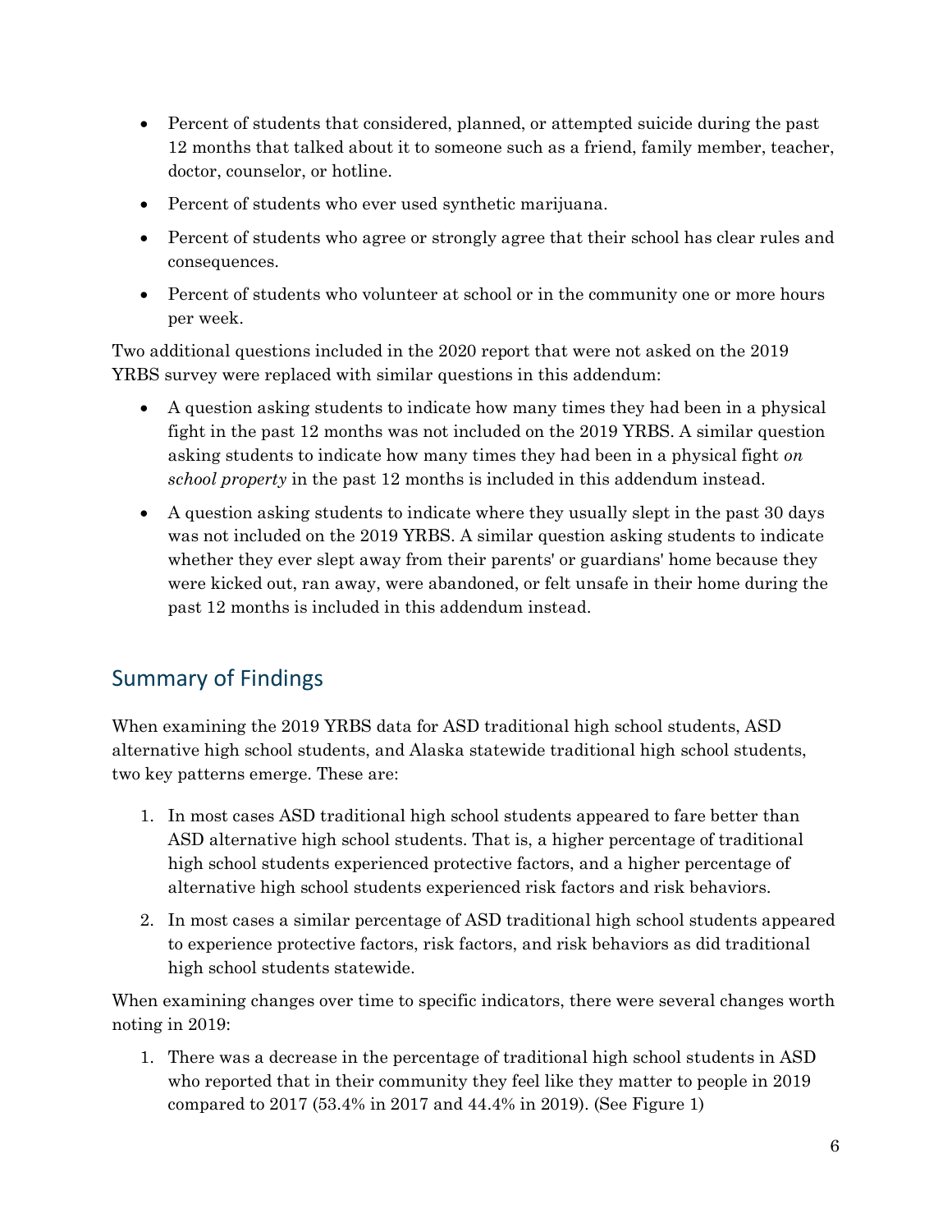- Percent of students that considered, planned, or attempted suicide during the past 12 months that talked about it to someone such as a friend, family member, teacher, doctor, counselor, or hotline.
- Percent of students who ever used synthetic marijuana.
- Percent of students who agree or strongly agree that their school has clear rules and consequences.
- Percent of students who volunteer at school or in the community one or more hours per week.

Two additional questions included in the 2020 report that were not asked on the 2019 YRBS survey were replaced with similar questions in this addendum:

- A question asking students to indicate how many times they had been in a physical fight in the past 12 months was not included on the 2019 YRBS. A similar question asking students to indicate how many times they had been in a physical fight *on school property* in the past 12 months is included in this addendum instead.
- A question asking students to indicate where they usually slept in the past 30 days was not included on the 2019 YRBS. A similar question asking students to indicate whether they ever slept away from their parents' or guardians' home because they were kicked out, ran away, were abandoned, or felt unsafe in their home during the past 12 months is included in this addendum instead.

## Summary of Findings

When examining the 2019 YRBS data for ASD traditional high school students, ASD alternative high school students, and Alaska statewide traditional high school students, two key patterns emerge. These are:

1. In most cases ASD traditional high school students appeared to fare better than ASD alternative high school students. That is, a higher percentage of traditional high school students experienced protective factors, and a higher percentage of alternative high school students experienced risk factors and risk behaviors.
2. In most cases a similar percentage of ASD traditional high school students appeared to experience protective factors, risk factors, and risk behaviors as did traditional high school students statewide.

When examining changes over time to specific indicators, there were several changes worth noting in 2019:

1. There was a decrease in the percentage of traditional high school students in ASD who reported that in their community they feel like they matter to people in 2019 compared to 2017 (53.4% in 2017 and 44.4% in 2019). (See Figure 1)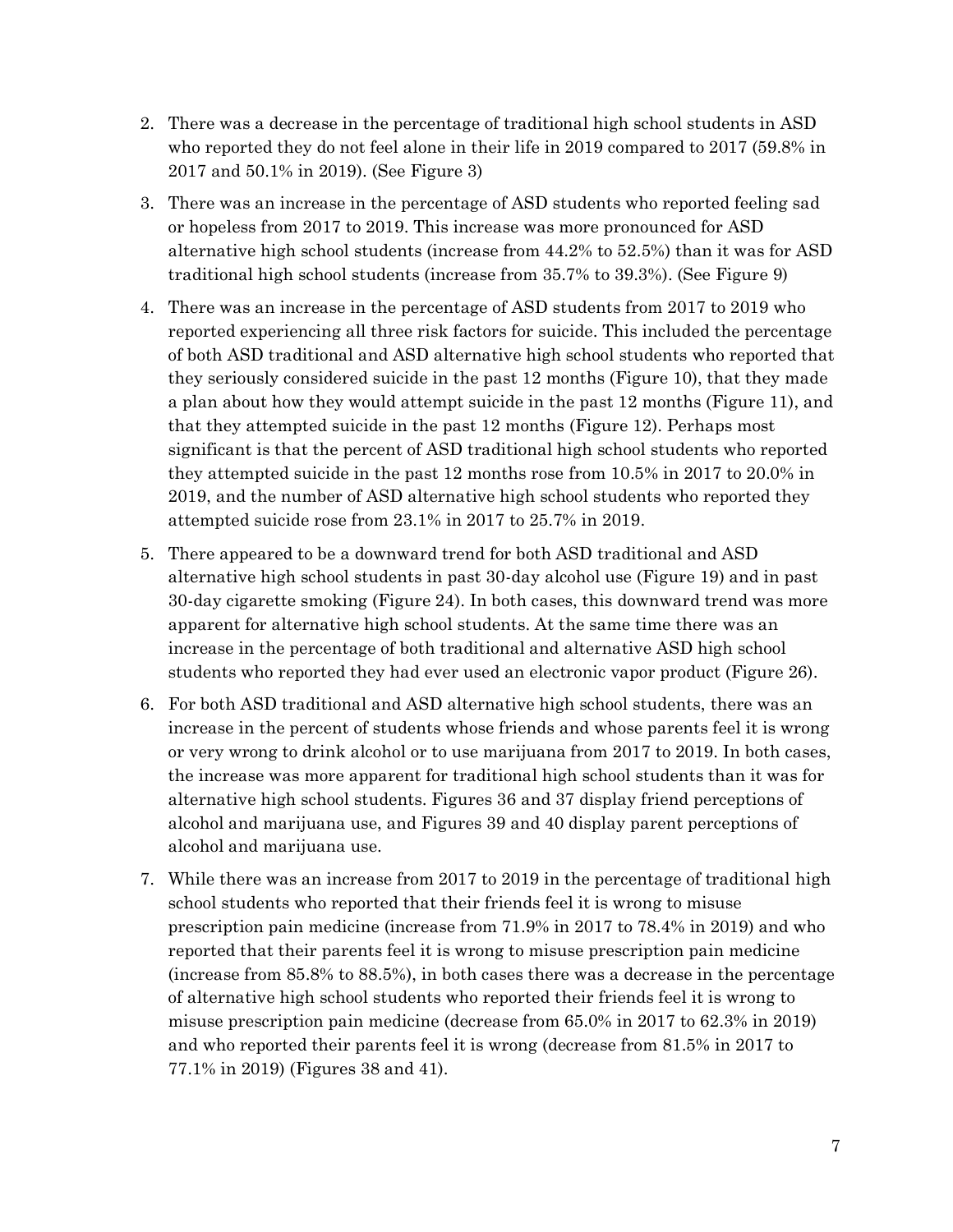2. There was a decrease in the percentage of traditional high school students in ASD who reported they do not feel alone in their life in 2019 compared to 2017 (59.8% in 2017 and 50.1% in 2019). (See Figure 3)
3. There was an increase in the percentage of ASD students who reported feeling sad or hopeless from 2017 to 2019. This increase was more pronounced for ASD alternative high school students (increase from 44.2% to 52.5%) than it was for ASD traditional high school students (increase from 35.7% to 39.3%). (See Figure 9)
4. There was an increase in the percentage of ASD students from 2017 to 2019 who reported experiencing all three risk factors for suicide. This included the percentage of both ASD traditional and ASD alternative high school students who reported that they seriously considered suicide in the past 12 months (Figure 10), that they made a plan about how they would attempt suicide in the past 12 months (Figure 11), and that they attempted suicide in the past 12 months (Figure 12). Perhaps most significant is that the percent of ASD traditional high school students who reported they attempted suicide in the past 12 months rose from 10.5% in 2017 to 20.0% in 2019, and the number of ASD alternative high school students who reported they attempted suicide rose from 23.1% in 2017 to 25.7% in 2019.
5. There appeared to be a downward trend for both ASD traditional and ASD alternative high school students in past 30-day alcohol use (Figure 19) and in past 30-day cigarette smoking (Figure 24). In both cases, this downward trend was more apparent for alternative high school students. At the same time there was an increase in the percentage of both traditional and alternative ASD high school students who reported they had ever used an electronic vapor product (Figure 26).
6. For both ASD traditional and ASD alternative high school students, there was an increase in the percent of students whose friends and whose parents feel it is wrong or very wrong to drink alcohol or to use marijuana from 2017 to 2019. In both cases, the increase was more apparent for traditional high school students than it was for alternative high school students. Figures 36 and 37 display friend perceptions of alcohol and marijuana use, and Figures 39 and 40 display parent perceptions of alcohol and marijuana use.
7. While there was an increase from 2017 to 2019 in the percentage of traditional high school students who reported that their friends feel it is wrong to misuse prescription pain medicine (increase from 71.9% in 2017 to 78.4% in 2019) and who reported that their parents feel it is wrong to misuse prescription pain medicine (increase from 85.8% to 88.5%), in both cases there was a decrease in the percentage of alternative high school students who reported their friends feel it is wrong to misuse prescription pain medicine (decrease from 65.0% in 2017 to 62.3% in 2019) and who reported their parents feel it is wrong (decrease from 81.5% in 2017 to 77.1% in 2019) (Figures 38 and 41).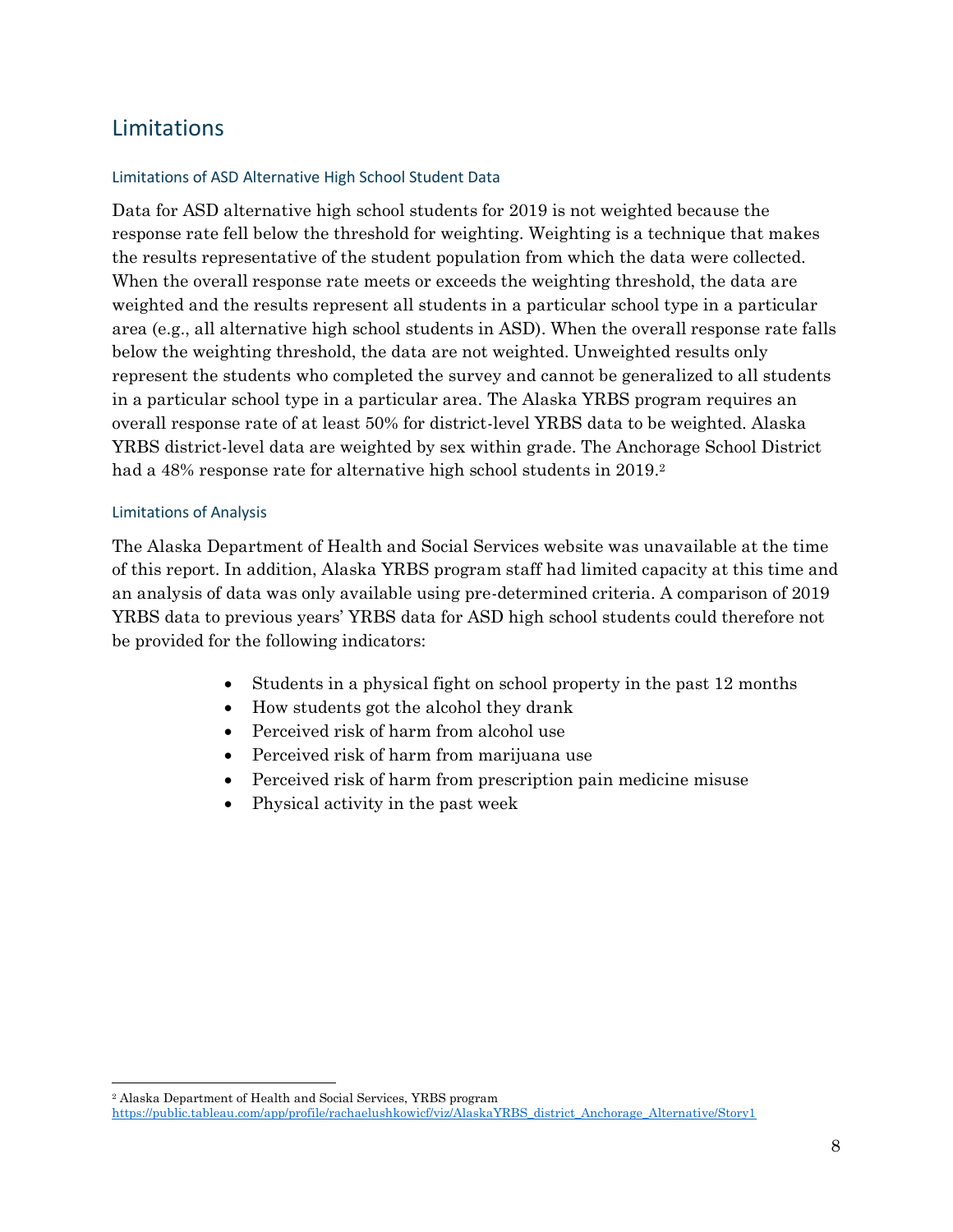## Limitations

### Limitations of ASD Alternative High School Student Data

Data for ASD alternative high school students for 2019 is not weighted because the response rate fell below the threshold for weighting. Weighting is a technique that makes the results representative of the student population from which the data were collected. When the overall response rate meets or exceeds the weighting threshold, the data are weighted and the results represent all students in a particular school type in a particular area (e.g., all alternative high school students in ASD). When the overall response rate falls below the weighting threshold, the data are not weighted. Unweighted results only represent the students who completed the survey and cannot be generalized to all students in a particular school type in a particular area. The Alaska YRBS program requires an overall response rate of at least 50% for district-level YRBS data to be weighted. Alaska YRBS district-level data are weighted by sex within grade. The Anchorage School District had a 48% response rate for alternative high school students in 2019.[2]

### Limitations of Analysis

The Alaska Department of Health and Social Services website was unavailable at the time of this report. In addition, Alaska YRBS program staff had limited capacity at this time and an analysis of data was only available using pre-determined criteria. A comparison of 2019 YRBS data to previous years' YRBS data for ASD high school students could therefore not be provided for the following indicators:

- Students in a physical fight on school property in the past 12 months
- How students got the alcohol they drank
- Perceived risk of harm from alcohol use
- Perceived risk of harm from marijuana use
- Perceived risk of harm from prescription pain medicine misuse
- Physical activity in the past week

[2] Alaska Department of Health and Social Services, YRBS program https://public.tableau.com/app/profile/rachaelushkowicf/viz/AlaskaYRBS_district_Anchorage_Alternative/Story1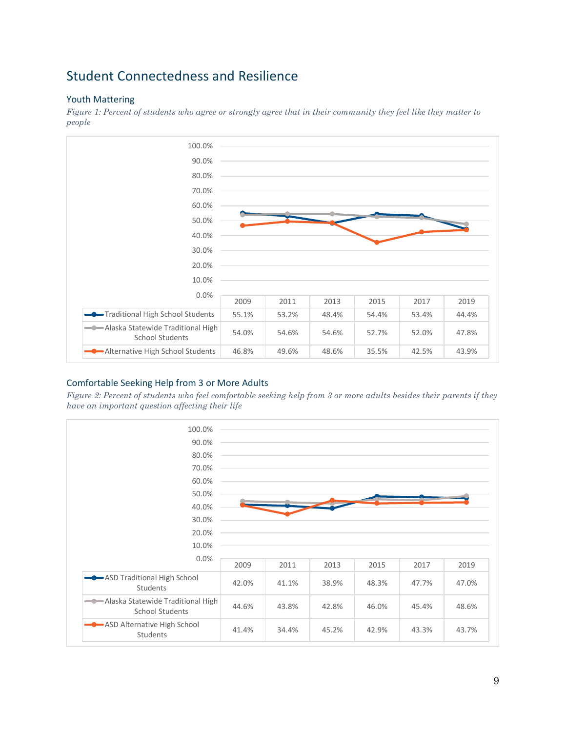## Student Connectedness and Resilience

### Youth Mattering

*Figure 1: Percent of students who agree or strongly agree that in their community they feel like they matter to people*

| | 2009 | 2011 | 2013 | 2015 | 2017 | 2019 |
|---|---|---|---|---|---|---|
| Traditional High School Students | 55.1% | 53.2% | 48.4% | 54.4% | 53.4% | 44.4% |
| Alaska Statewide Traditional High School Students | 54.0% | 54.6% | 54.6% | 52.7% | 52.0% | 47.8% |
| Alternative High School Students | 46.8% | 49.6% | 48.6% | 35.5% | 42.5% | 43.9% |

### Comfortable Seeking Help from 3 or More Adults

*Figure 2: Percent of students who feel comfortable seeking help from 3 or more adults besides their parents if they have an important question affecting their life*

| | 2009 | 2011 | 2013 | 2015 | 2017 | 2019 |
|---|---|---|---|---|---|---|
| ASD Traditional High School Students | 42.0% | 41.1% | 38.9% | 48.3% | 47.7% | 47.0% |
| Alaska Statewide Traditional High School Students | 44.6% | 43.8% | 42.8% | 46.0% | 45.4% | 48.6% |
| ASD Alternative High School Students | 41.4% | 34.4% | 45.2% | 42.9% | 43.3% | 43.7% |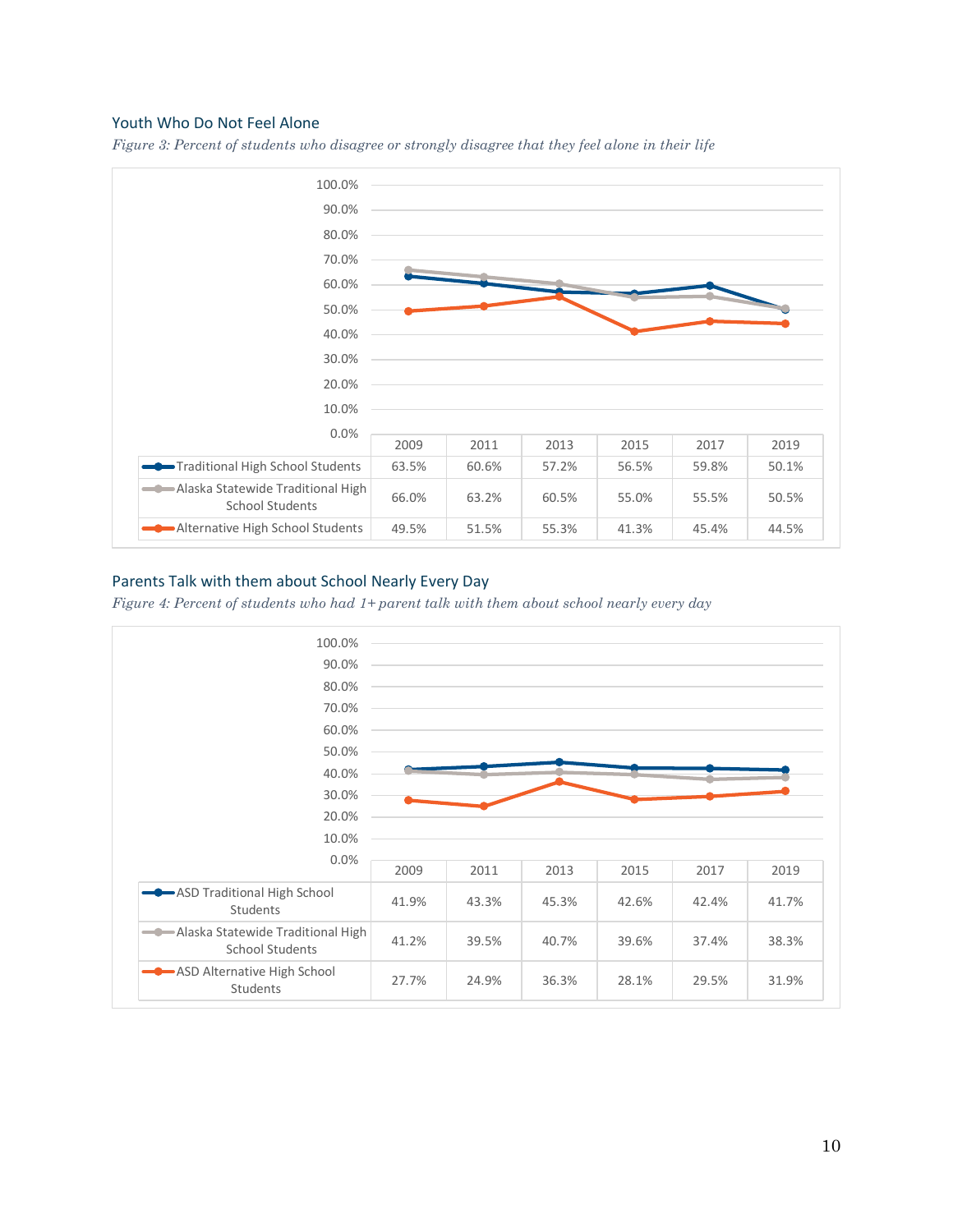## Youth Who Do Not Feel Alone

*Figure 3: Percent of students who disagree or strongly disagree that they feel alone in their life*

| | 2009 | 2011 | 2013 | 2015 | 2017 | 2019 |
|---|---|---|---|---|---|---|
| Traditional High School Students | 63.5% | 60.6% | 57.2% | 56.5% | 59.8% | 50.1% |
| Alaska Statewide Traditional High School Students | 66.0% | 63.2% | 60.5% | 55.0% | 55.5% | 50.5% |
| Alternative High School Students | 49.5% | 51.5% | 55.3% | 41.3% | 45.4% | 44.5% |

## Parents Talk with them about School Nearly Every Day

*Figure 4: Percent of students who had 1+ parent talk with them about school nearly every day*

| | 2009 | 2011 | 2013 | 2015 | 2017 | 2019 |
|---|---|---|---|---|---|---|
| ASD Traditional High School Students | 41.9% | 43.3% | 45.3% | 42.6% | 42.4% | 41.7% |
| Alaska Statewide Traditional High School Students | 41.2% | 39.5% | 40.7% | 39.6% | 37.4% | 38.3% |
| ASD Alternative High School Students | 27.7% | 24.9% | 36.3% | 28.1% | 29.5% | 31.9% |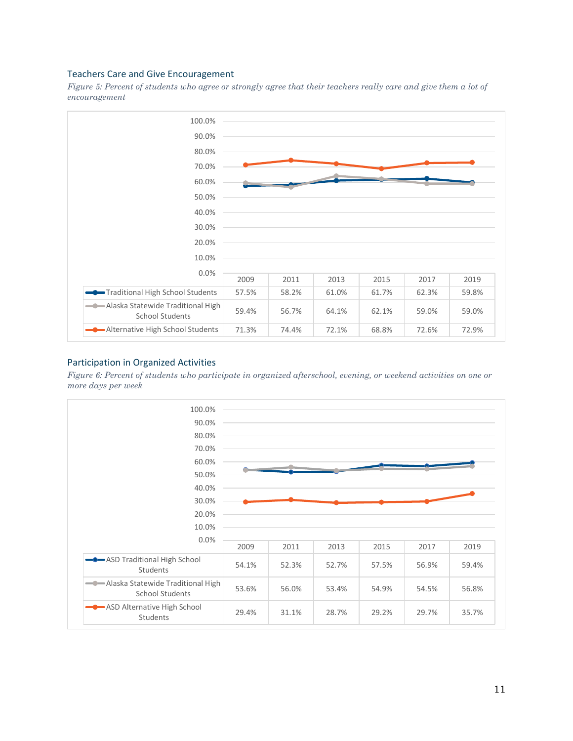### Teachers Care and Give Encouragement

*Figure 5: Percent of students who agree or strongly agree that their teachers really care and give them a lot of encouragement*

| | 2009 | 2011 | 2013 | 2015 | 2017 | 2019 |
|---|---|---|---|---|---|---|
| Traditional High School Students | 57.5% | 58.2% | 61.0% | 61.7% | 62.3% | 59.8% |
| Alaska Statewide Traditional High School Students | 59.4% | 56.7% | 64.1% | 62.1% | 59.0% | 59.0% |
| Alternative High School Students | 71.3% | 74.4% | 72.1% | 68.8% | 72.6% | 72.9% |

### Participation in Organized Activities

*Figure 6: Percent of students who participate in organized afterschool, evening, or weekend activities on one or more days per week*

| | 2009 | 2011 | 2013 | 2015 | 2017 | 2019 |
|---|---|---|---|---|---|---|
| ASD Traditional High School Students | 54.1% | 52.3% | 52.7% | 57.5% | 56.9% | 59.4% |
| Alaska Statewide Traditional High School Students | 53.6% | 56.0% | 53.4% | 54.9% | 54.5% | 56.8% |
| ASD Alternative High School Students | 29.4% | 31.1% | 28.7% | 29.2% | 29.7% | 35.7% |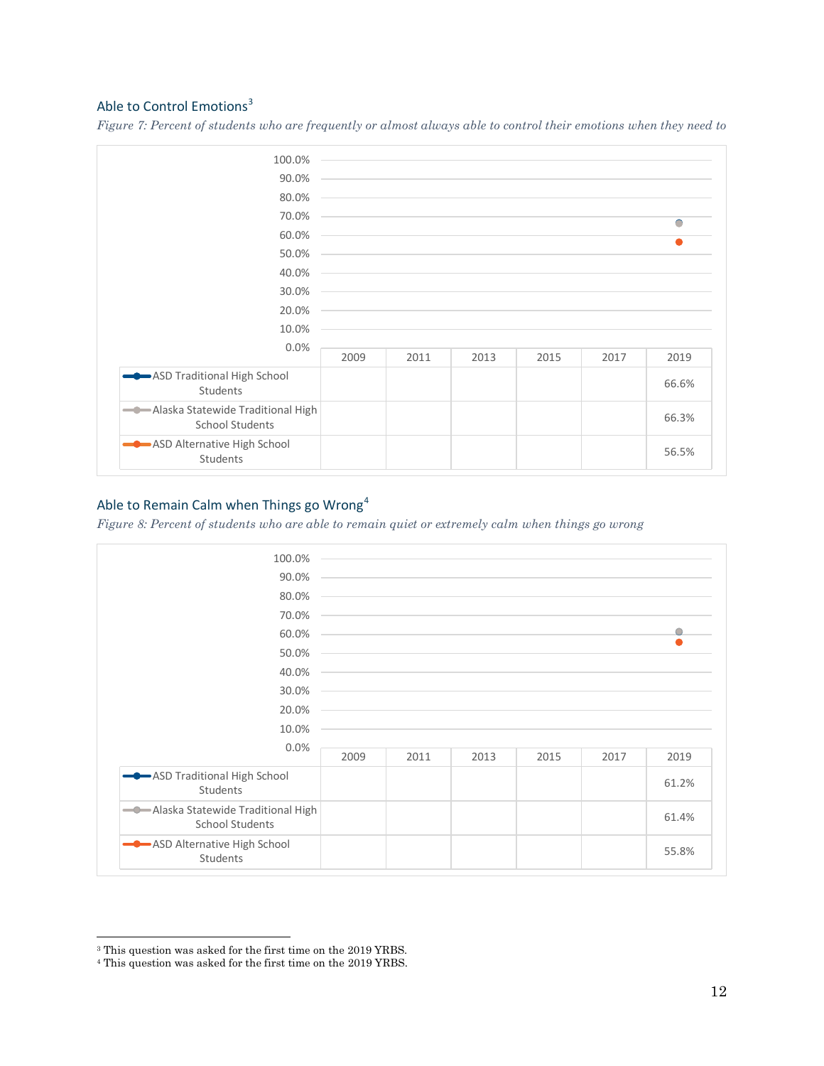### Able to Control Emotions[3]

*Figure 7: Percent of students who are frequently or almost always able to control their emotions when they need to*

| | 2009 | 2011 | 2013 | 2015 | 2017 | 2019 |
|---|---|---|---|---|---|---|
| ASD Traditional High School Students | | | | | | 66.6% |
| Alaska Statewide Traditional High School Students | | | | | | 66.3% |
| ASD Alternative High School Students | | | | | | 56.5% |

### Able to Remain Calm when Things go Wrong[4]

*Figure 8: Percent of students who are able to remain quiet or extremely calm when things go wrong*

| | 2009 | 2011 | 2013 | 2015 | 2017 | 2019 |
|---|---|---|---|---|---|---|
| ASD Traditional High School Students | | | | | | 61.2% |
| Alaska Statewide Traditional High School Students | | | | | | 61.4% |
| ASD Alternative High School Students | | | | | | 55.8% |

[3] This question was asked for the first time on the 2019 YRBS.

[4] This question was asked for the first time on the 2019 YRBS.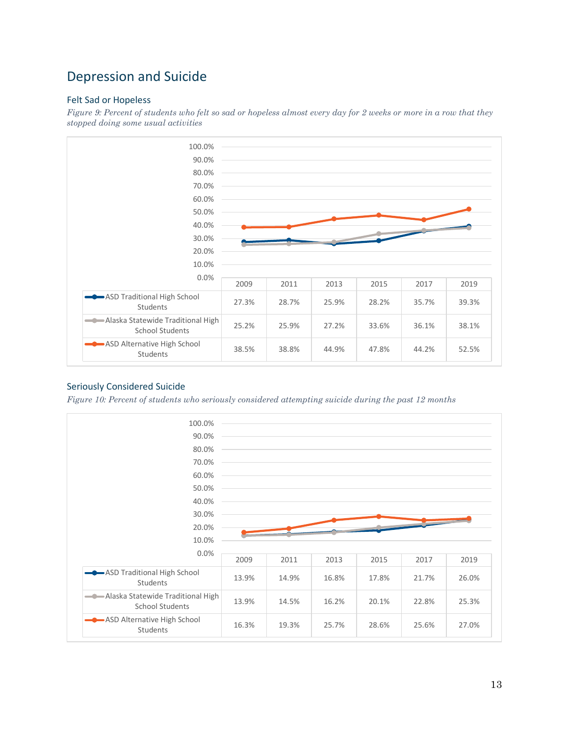# Depression and Suicide

## Felt Sad or Hopeless

*Figure 9: Percent of students who felt so sad or hopeless almost every day for 2 weeks or more in a row that they stopped doing some usual activities*

| | 2009 | 2011 | 2013 | 2015 | 2017 | 2019 |
|---|---|---|---|---|---|---|
| ASD Traditional High School Students | 27.3% | 28.7% | 25.9% | 28.2% | 35.7% | 39.3% |
| Alaska Statewide Traditional High School Students | 25.2% | 25.9% | 27.2% | 33.6% | 36.1% | 38.1% |
| ASD Alternative High School Students | 38.5% | 38.8% | 44.9% | 47.8% | 44.2% | 52.5% |

## Seriously Considered Suicide

*Figure 10: Percent of students who seriously considered attempting suicide during the past 12 months*

| | 2009 | 2011 | 2013 | 2015 | 2017 | 2019 |
|---|---|---|---|---|---|---|
| ASD Traditional High School Students | 13.9% | 14.9% | 16.8% | 17.8% | 21.7% | 26.0% |
| Alaska Statewide Traditional High School Students | 13.9% | 14.5% | 16.2% | 20.1% | 22.8% | 25.3% |
| ASD Alternative High School Students | 16.3% | 19.3% | 25.7% | 28.6% | 25.6% | 27.0% |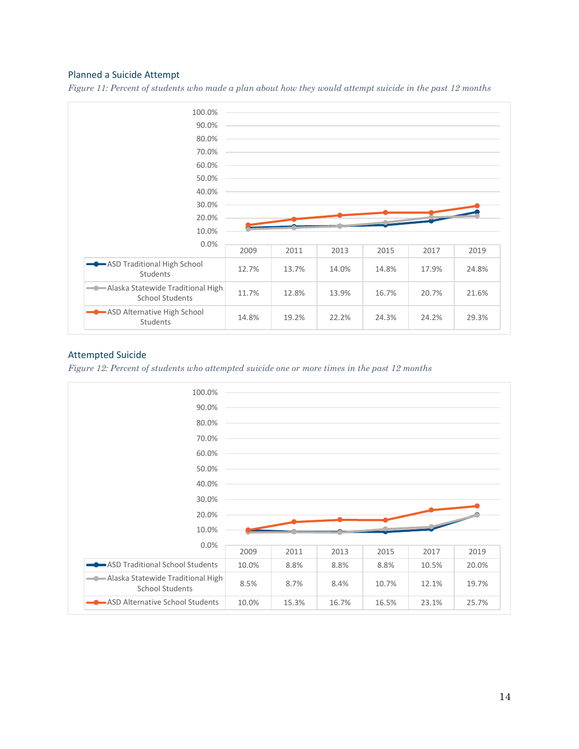## Planned a Suicide Attempt

*Figure 11: Percent of students who made a plan about how they would attempt suicide in the past 12 months*

| | 2009 | 2011 | 2013 | 2015 | 2017 | 2019 |
|---|---|---|---|---|---|---|
| ASD Traditional High School Students | 12.7% | 13.7% | 14.0% | 14.8% | 17.9% | 24.8% |
| Alaska Statewide Traditional High School Students | 11.7% | 12.8% | 13.9% | 16.7% | 20.7% | 21.6% |
| ASD Alternative High School Students | 14.8% | 19.2% | 22.2% | 24.3% | 24.2% | 29.3% |

## Attempted Suicide

*Figure 12: Percent of students who attempted suicide one or more times in the past 12 months*

| | 2009 | 2011 | 2013 | 2015 | 2017 | 2019 |
|---|---|---|---|---|---|---|
| ASD Traditional School Students | 10.0% | 8.8% | 8.8% | 8.8% | 10.5% | 20.0% |
| Alaska Statewide Traditional High School Students | 8.5% | 8.7% | 8.4% | 10.7% | 12.1% | 19.7% |
| ASD Alternative School Students | 10.0% | 15.3% | 16.7% | 16.5% | 23.1% | 25.7% |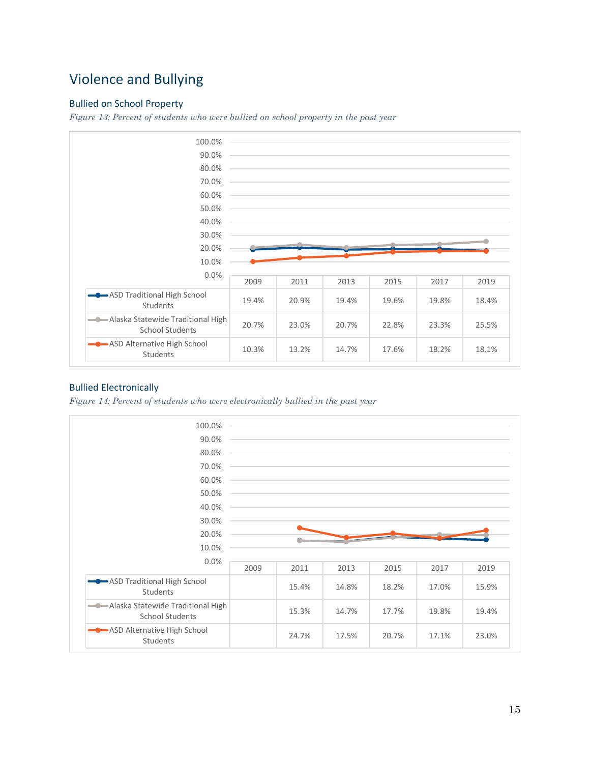# Violence and Bullying

## Bullied on School Property

*Figure 13: Percent of students who were bullied on school property in the past year*

| | 2009 | 2011 | 2013 | 2015 | 2017 | 2019 |
|---|---|---|---|---|---|---|
| ASD Traditional High School Students | 19.4% | 20.9% | 19.4% | 19.6% | 19.8% | 18.4% |
| Alaska Statewide Traditional High School Students | 20.7% | 23.0% | 20.7% | 22.8% | 23.3% | 25.5% |
| ASD Alternative High School Students | 10.3% | 13.2% | 14.7% | 17.6% | 18.2% | 18.1% |

## Bullied Electronically

*Figure 14: Percent of students who were electronically bullied in the past year*

| | 2009 | 2011 | 2013 | 2015 | 2017 | 2019 |
|---|---|---|---|---|---|---|
| ASD Traditional High School Students | | 15.4% | 14.8% | 18.2% | 17.0% | 15.9% |
| Alaska Statewide Traditional High School Students | | 15.3% | 14.7% | 17.7% | 19.8% | 19.4% |
| ASD Alternative High School Students | | 24.7% | 17.5% | 20.7% | 17.1% | 23.0% |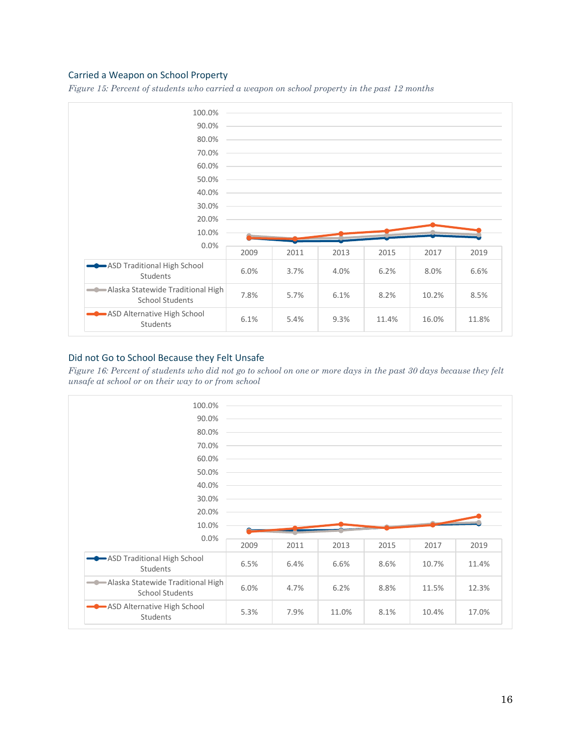### Carried a Weapon on School Property

*Figure 15: Percent of students who carried a weapon on school property in the past 12 months*

| | 2009 | 2011 | 2013 | 2015 | 2017 | 2019 |
|---|---|---|---|---|---|---|
| ASD Traditional High School Students | 6.0% | 3.7% | 4.0% | 6.2% | 8.0% | 6.6% |
| Alaska Statewide Traditional High School Students | 7.8% | 5.7% | 6.1% | 8.2% | 10.2% | 8.5% |
| ASD Alternative High School Students | 6.1% | 5.4% | 9.3% | 11.4% | 16.0% | 11.8% |

### Did not Go to School Because they Felt Unsafe

*Figure 16: Percent of students who did not go to school on one or more days in the past 30 days because they felt unsafe at school or on their way to or from school*

| | 2009 | 2011 | 2013 | 2015 | 2017 | 2019 |
|---|---|---|---|---|---|---|
| ASD Traditional High School Students | 6.5% | 6.4% | 6.6% | 8.6% | 10.7% | 11.4% |
| Alaska Statewide Traditional High School Students | 6.0% | 4.7% | 6.2% | 8.8% | 11.5% | 12.3% |
| ASD Alternative High School Students | 5.3% | 7.9% | 11.0% | 8.1% | 10.4% | 17.0% |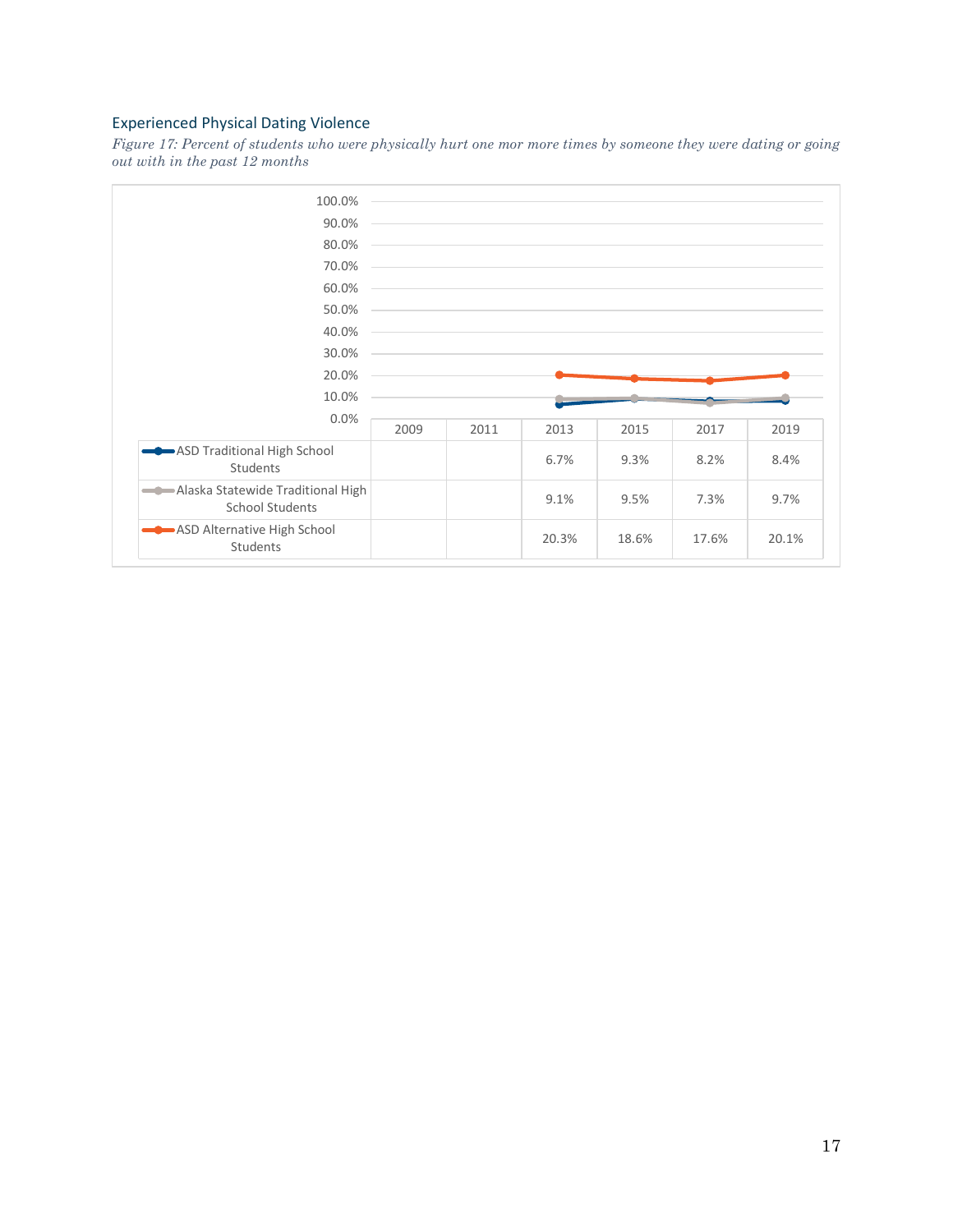### Experienced Physical Dating Violence

*Figure 17: Percent of students who were physically hurt one mor more times by someone they were dating or going out with in the past 12 months*

| | 2009 | 2011 | 2013 | 2015 | 2017 | 2019 |
|---|---|---|---|---|---|---|
| ASD Traditional High School Students | | | 6.7% | 9.3% | 8.2% | 8.4% |
| Alaska Statewide Traditional High School Students | | | 9.1% | 9.5% | 7.3% | 9.7% |
| ASD Alternative High School Students | | | 20.3% | 18.6% | 17.6% | 20.1% |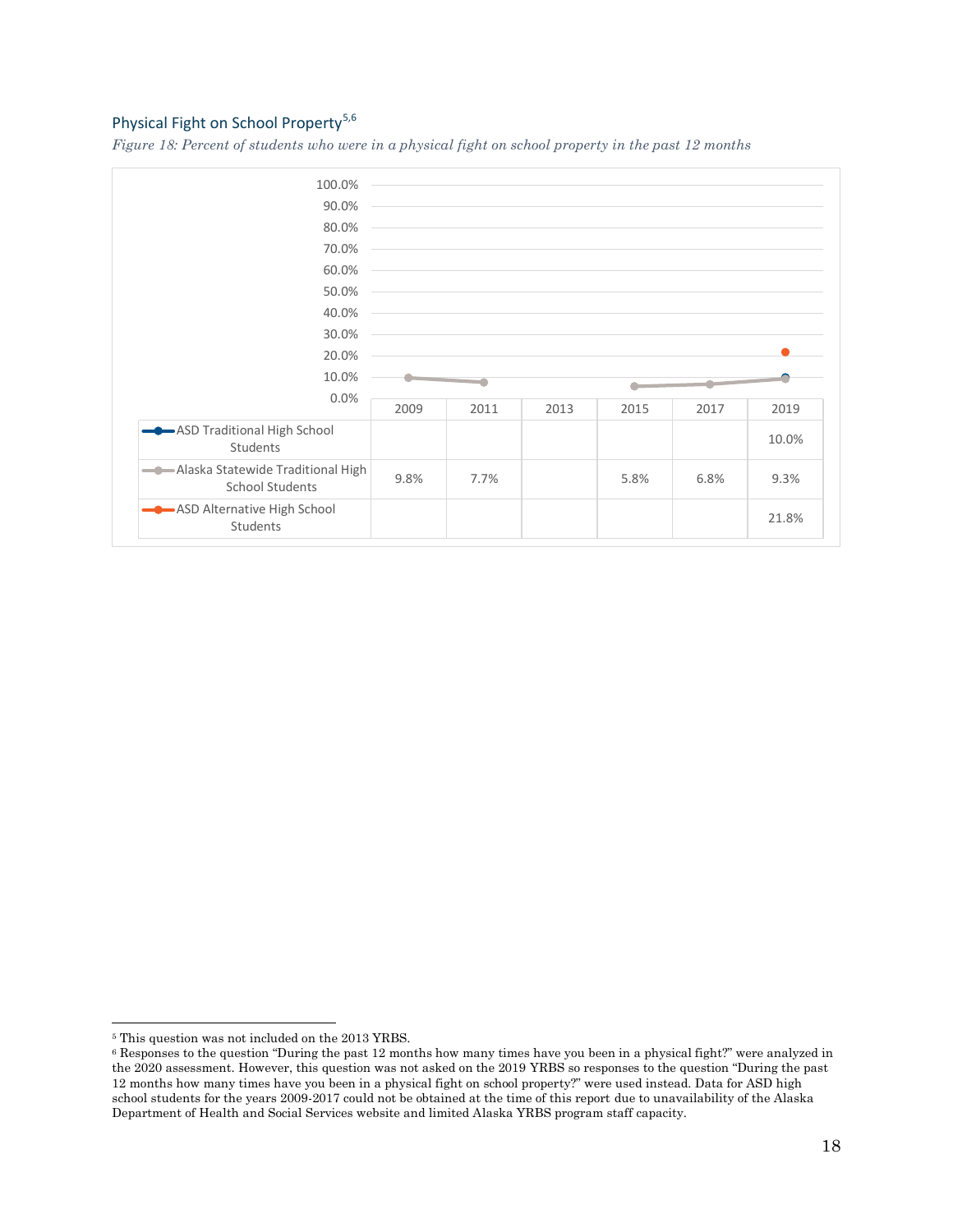## Physical Fight on School Property[5,6]

*Figure 18: Percent of students who were in a physical fight on school property in the past 12 months*

| | 2009 | 2011 | 2013 | 2015 | 2017 | 2019 |
|---|---|---|---|---|---|---|
| ASD Traditional High School Students | | | | | | 10.0% |
| Alaska Statewide Traditional High School Students | 9.8% | 7.7% | | 5.8% | 6.8% | 9.3% |
| ASD Alternative High School Students | | | | | | 21.8% |

[5] This question was not included on the 2013 YRBS.

[6] Responses to the question "During the past 12 months how many times have you been in a physical fight?" were analyzed in the 2020 assessment. However, this question was not asked on the 2019 YRBS so responses to the question "During the past 12 months how many times have you been in a physical fight on school property?" were used instead. Data for ASD high school students for the years 2009-2017 could not be obtained at the time of this report due to unavailability of the Alaska Department of Health and Social Services website and limited Alaska YRBS program staff capacity.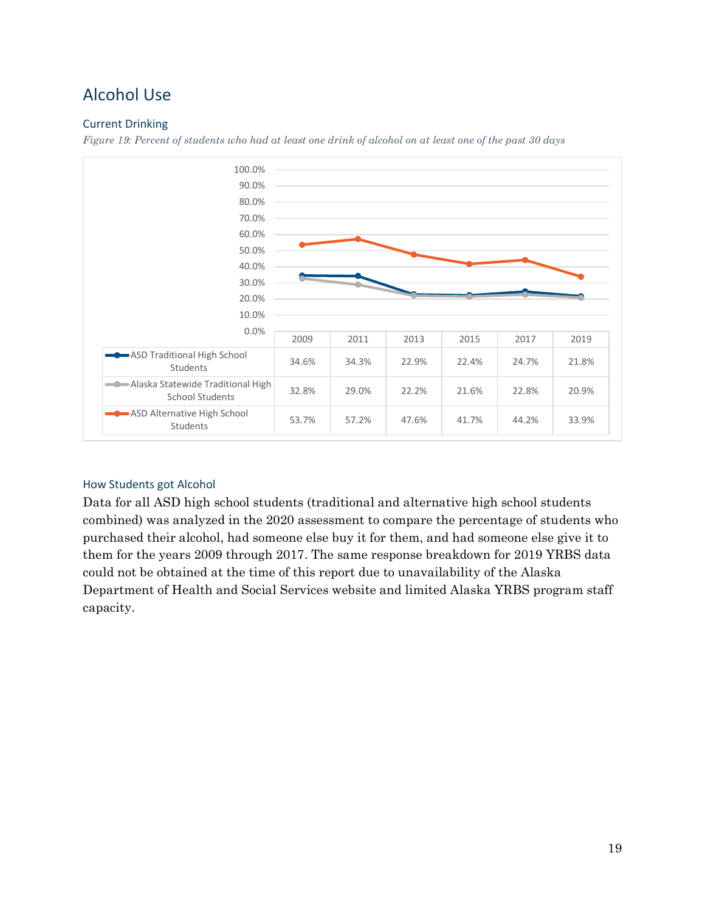## Alcohol Use

### Current Drinking

*Figure 19: Percent of students who had at least one drink of alcohol on at least one of the past 30 days*

| | 2009 | 2011 | 2013 | 2015 | 2017 | 2019 |
|---|---|---|---|---|---|---|
| ASD Traditional High School Students | 34.6% | 34.3% | 22.9% | 22.4% | 24.7% | 21.8% |
| Alaska Statewide Traditional High School Students | 32.8% | 29.0% | 22.2% | 21.6% | 22.8% | 20.9% |
| ASD Alternative High School Students | 53.7% | 57.2% | 47.6% | 41.7% | 44.2% | 33.9% |

### How Students got Alcohol

Data for all ASD high school students (traditional and alternative high school students combined) was analyzed in the 2020 assessment to compare the percentage of students who purchased their alcohol, had someone else buy it for them, and had someone else give it to them for the years 2009 through 2017. The same response breakdown for 2019 YRBS data could not be obtained at the time of this report due to unavailability of the Alaska Department of Health and Social Services website and limited Alaska YRBS program staff capacity.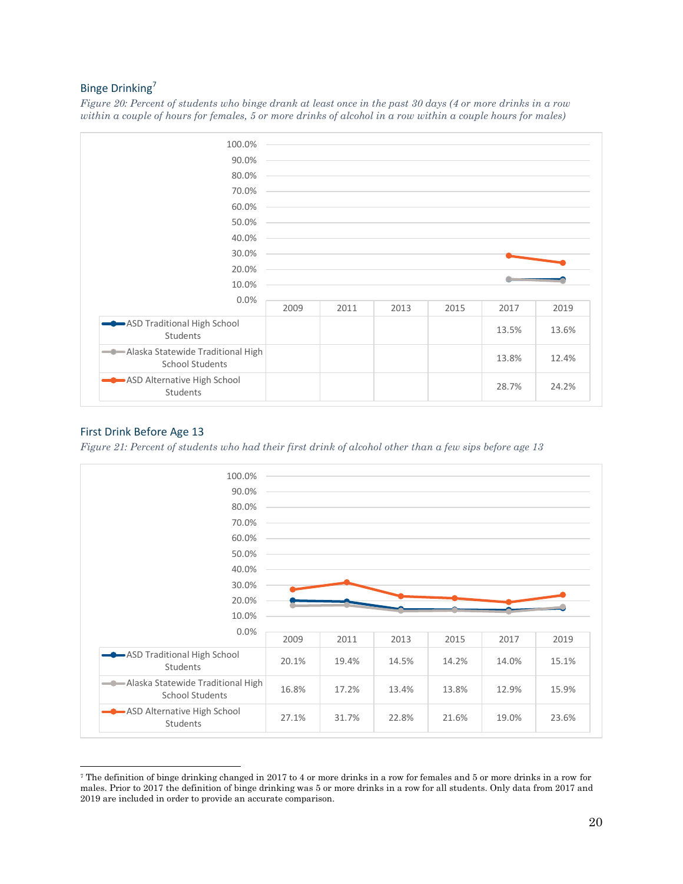## Binge Drinking[7]

*Figure 20: Percent of students who binge drank at least once in the past 30 days (4 or more drinks in a row within a couple of hours for females, 5 or more drinks of alcohol in a row within a couple hours for males)*

| | 2009 | 2011 | 2013 | 2015 | 2017 | 2019 |
|---|---|---|---|---|---|---|
| ASD Traditional High School Students | | | | | 13.5% | 13.6% |
| Alaska Statewide Traditional High School Students | | | | | 13.8% | 12.4% |
| ASD Alternative High School Students | | | | | 28.7% | 24.2% |

## First Drink Before Age 13

*Figure 21: Percent of students who had their first drink of alcohol other than a few sips before age 13*

| | 2009 | 2011 | 2013 | 2015 | 2017 | 2019 |
|---|---|---|---|---|---|---|
| ASD Traditional High School Students | 20.1% | 19.4% | 14.5% | 14.2% | 14.0% | 15.1% |
| Alaska Statewide Traditional High School Students | 16.8% | 17.2% | 13.4% | 13.8% | 12.9% | 15.9% |
| ASD Alternative High School Students | 27.1% | 31.7% | 22.8% | 21.6% | 19.0% | 23.6% |

[7] The definition of binge drinking changed in 2017 to 4 or more drinks in a row for females and 5 or more drinks in a row for males. Prior to 2017 the definition of binge drinking was 5 or more drinks in a row for all students. Only data from 2017 and 2019 are included in order to provide an accurate comparison.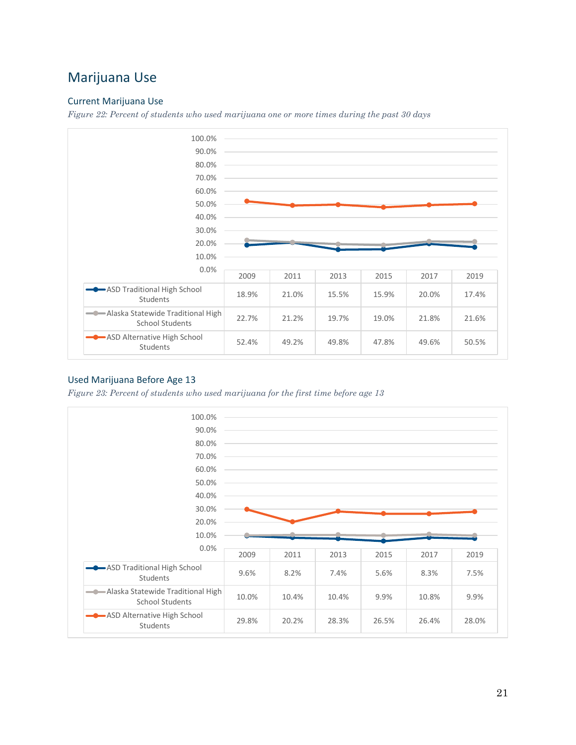## Marijuana Use

### Current Marijuana Use

*Figure 22: Percent of students who used marijuana one or more times during the past 30 days*

| | 2009 | 2011 | 2013 | 2015 | 2017 | 2019 |
|---|---|---|---|---|---|---|
| ASD Traditional High School Students | 18.9% | 21.0% | 15.5% | 15.9% | 20.0% | 17.4% |
| Alaska Statewide Traditional High School Students | 22.7% | 21.2% | 19.7% | 19.0% | 21.8% | 21.6% |
| ASD Alternative High School Students | 52.4% | 49.2% | 49.8% | 47.8% | 49.6% | 50.5% |

### Used Marijuana Before Age 13

*Figure 23: Percent of students who used marijuana for the first time before age 13*

| | 2009 | 2011 | 2013 | 2015 | 2017 | 2019 |
|---|---|---|---|---|---|---|
| ASD Traditional High School Students | 9.6% | 8.2% | 7.4% | 5.6% | 8.3% | 7.5% |
| Alaska Statewide Traditional High School Students | 10.0% | 10.4% | 10.4% | 9.9% | 10.8% | 9.9% |
| ASD Alternative High School Students | 29.8% | 20.2% | 28.3% | 26.5% | 26.4% | 28.0% |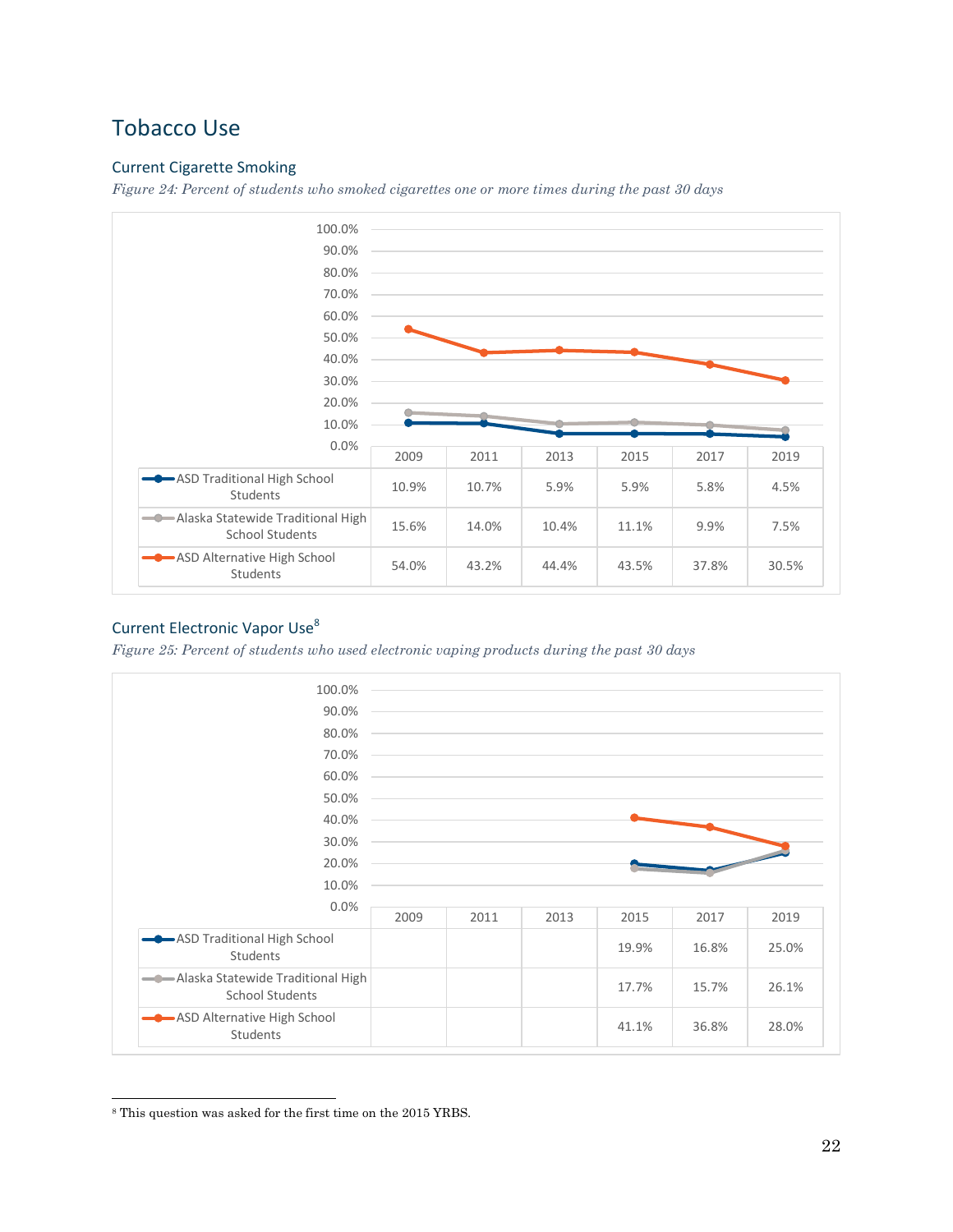# Tobacco Use

## Current Cigarette Smoking

*Figure 24: Percent of students who smoked cigarettes one or more times during the past 30 days*

| | 2009 | 2011 | 2013 | 2015 | 2017 | 2019 |
|---|---|---|---|---|---|---|
| ASD Traditional High School Students | 10.9% | 10.7% | 5.9% | 5.9% | 5.8% | 4.5% |
| Alaska Statewide Traditional High School Students | 15.6% | 14.0% | 10.4% | 11.1% | 9.9% | 7.5% |
| ASD Alternative High School Students | 54.0% | 43.2% | 44.4% | 43.5% | 37.8% | 30.5% |

## Current Electronic Vapor Use[8]

*Figure 25: Percent of students who used electronic vaping products during the past 30 days*

| | 2009 | 2011 | 2013 | 2015 | 2017 | 2019 |
|---|---|---|---|---|---|---|
| ASD Traditional High School Students | | | | 19.9% | 16.8% | 25.0% |
| Alaska Statewide Traditional High School Students | | | | 17.7% | 15.7% | 26.1% |
| ASD Alternative High School Students | | | | 41.1% | 36.8% | 28.0% |

[8] This question was asked for the first time on the 2015 YRBS.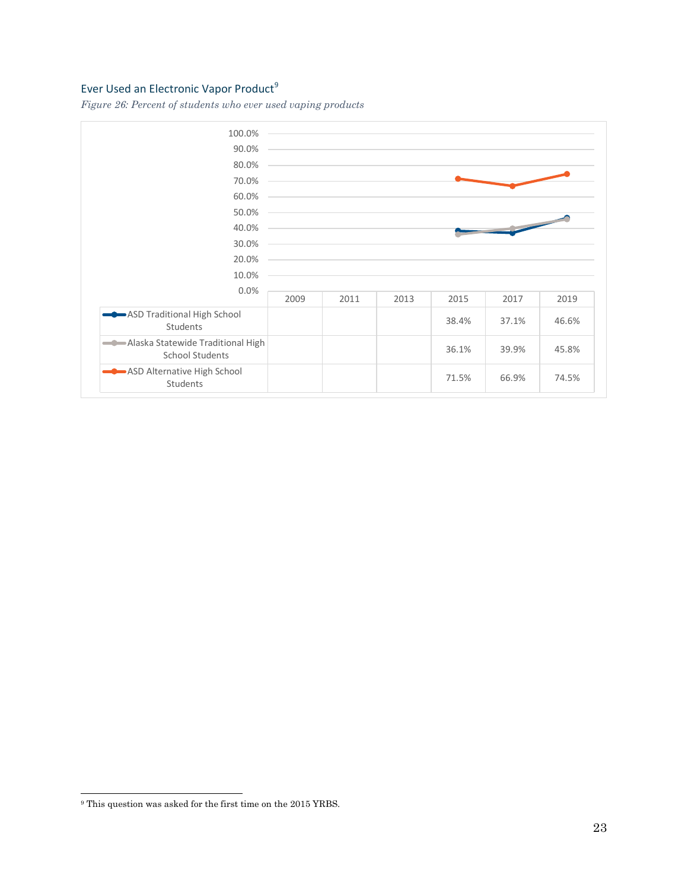## Ever Used an Electronic Vapor Product[9]

*Figure 26: Percent of students who ever used vaping products*

| | 2009 | 2011 | 2013 | 2015 | 2017 | 2019 |
|---|---|---|---|---|---|---|
| ASD Traditional High School Students | | | | 38.4% | 37.1% | 46.6% |
| Alaska Statewide Traditional High School Students | | | | 36.1% | 39.9% | 45.8% |
| ASD Alternative High School Students | | | | 71.5% | 66.9% | 74.5% |

[9] This question was asked for the first time on the 2015 YRBS.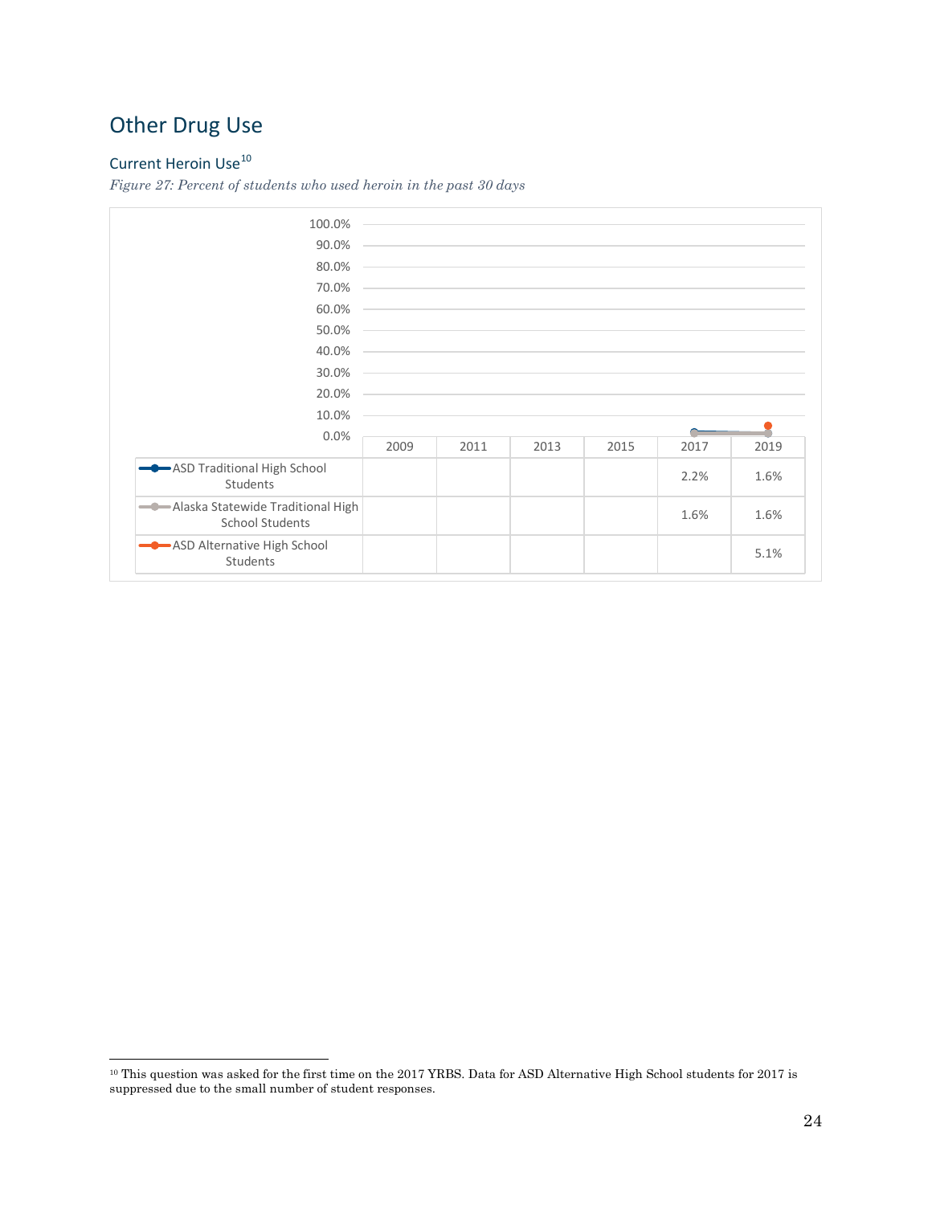## Other Drug Use

### Current Heroin Use[10]

*Figure 27: Percent of students who used heroin in the past 30 days*

| | 2009 | 2011 | 2013 | 2015 | 2017 | 2019 |
|---|---|---|---|---|---|---|
| ASD Traditional High School Students | | | | | 2.2% | 1.6% |
| Alaska Statewide Traditional High School Students | | | | | 1.6% | 1.6% |
| ASD Alternative High School Students | | | | | | 5.1% |

[10] This question was asked for the first time on the 2017 YRBS. Data for ASD Alternative High School students for 2017 is suppressed due to the small number of student responses.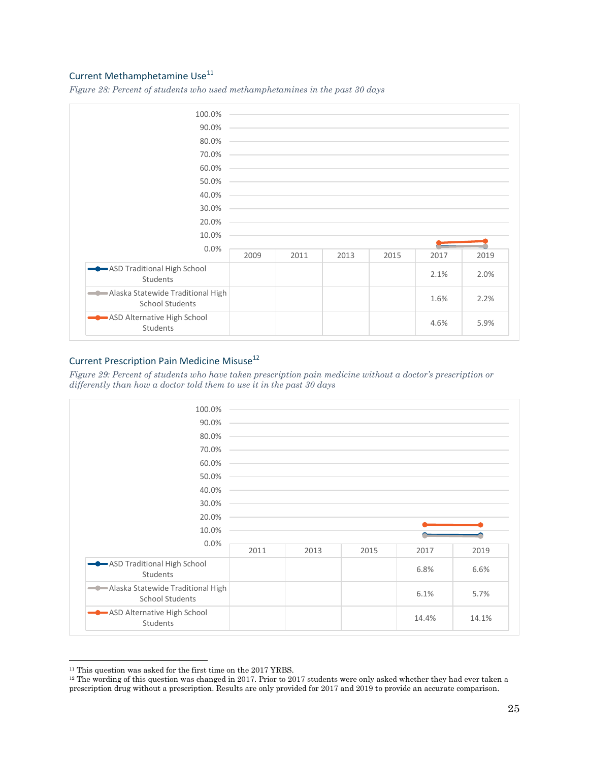## Current Methamphetamine Use[11]

*Figure 28: Percent of students who used methamphetamines in the past 30 days*

| | 2009 | 2011 | 2013 | 2015 | 2017 | 2019 |
|---|---|---|---|---|---|---|
| ASD Traditional High School Students | | | | | 2.1% | 2.0% |
| Alaska Statewide Traditional High School Students | | | | | 1.6% | 2.2% |
| ASD Alternative High School Students | | | | | 4.6% | 5.9% |

## Current Prescription Pain Medicine Misuse[12]

*Figure 29: Percent of students who have taken prescription pain medicine without a doctor's prescription or differently than how a doctor told them to use it in the past 30 days*

| | 2011 | 2013 | 2015 | 2017 | 2019 |
|---|---|---|---|---|---|
| ASD Traditional High School Students | | | | 6.8% | 6.6% |
| Alaska Statewide Traditional High School Students | | | | 6.1% | 5.7% |
| ASD Alternative High School Students | | | | 14.4% | 14.1% |

---

[11] This question was asked for the first time on the 2017 YRBS.

[12] The wording of this question was changed in 2017. Prior to 2017 students were only asked whether they had ever taken a prescription drug without a prescription. Results are only provided for 2017 and 2019 to provide an accurate comparison.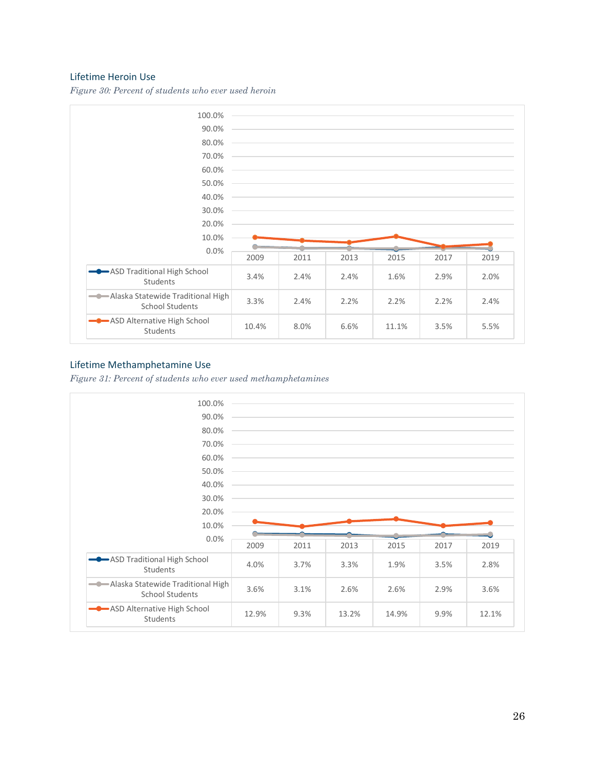### Lifetime Heroin Use

*Figure 30: Percent of students who ever used heroin*

| | 2009 | 2011 | 2013 | 2015 | 2017 | 2019 |
|---|---|---|---|---|---|---|
| ASD Traditional High School Students | 3.4% | 2.4% | 2.4% | 1.6% | 2.9% | 2.0% |
| Alaska Statewide Traditional High School Students | 3.3% | 2.4% | 2.2% | 2.2% | 2.2% | 2.4% |
| ASD Alternative High School Students | 10.4% | 8.0% | 6.6% | 11.1% | 3.5% | 5.5% |

### Lifetime Methamphetamine Use

*Figure 31: Percent of students who ever used methamphetamines*

| | 2009 | 2011 | 2013 | 2015 | 2017 | 2019 |
|---|---|---|---|---|---|---|
| ASD Traditional High School Students | 4.0% | 3.7% | 3.3% | 1.9% | 3.5% | 2.8% |
| Alaska Statewide Traditional High School Students | 3.6% | 3.1% | 2.6% | 2.6% | 2.9% | 3.6% |
| ASD Alternative High School Students | 12.9% | 9.3% | 13.2% | 14.9% | 9.9% | 12.1% |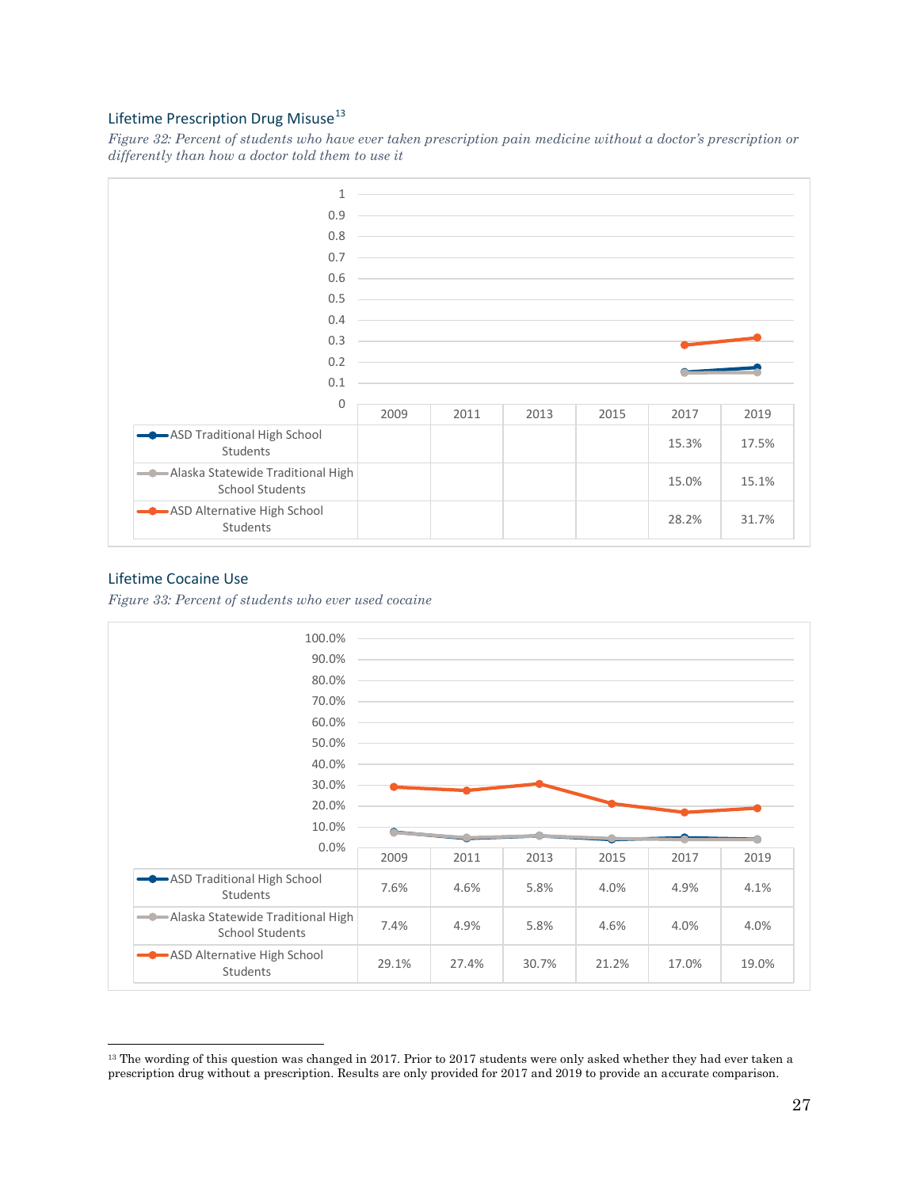### Lifetime Prescription Drug Misuse[13]

*Figure 32: Percent of students who have ever taken prescription pain medicine without a doctor's prescription or differently than how a doctor told them to use it*

| | 2009 | 2011 | 2013 | 2015 | 2017 | 2019 |
|---|---|---|---|---|---|---|
| ASD Traditional High School Students | | | | | 15.3% | 17.5% |
| Alaska Statewide Traditional High School Students | | | | | 15.0% | 15.1% |
| ASD Alternative High School Students | | | | | 28.2% | 31.7% |

### Lifetime Cocaine Use

*Figure 33: Percent of students who ever used cocaine*

| | 2009 | 2011 | 2013 | 2015 | 2017 | 2019 |
|---|---|---|---|---|---|---|
| ASD Traditional High School Students | 7.6% | 4.6% | 5.8% | 4.0% | 4.9% | 4.1% |
| Alaska Statewide Traditional High School Students | 7.4% | 4.9% | 5.8% | 4.6% | 4.0% | 4.0% |
| ASD Alternative High School Students | 29.1% | 27.4% | 30.7% | 21.2% | 17.0% | 19.0% |

[13] The wording of this question was changed in 2017. Prior to 2017 students were only asked whether they had ever taken a prescription drug without a prescription. Results are only provided for 2017 and 2019 to provide an accurate comparison.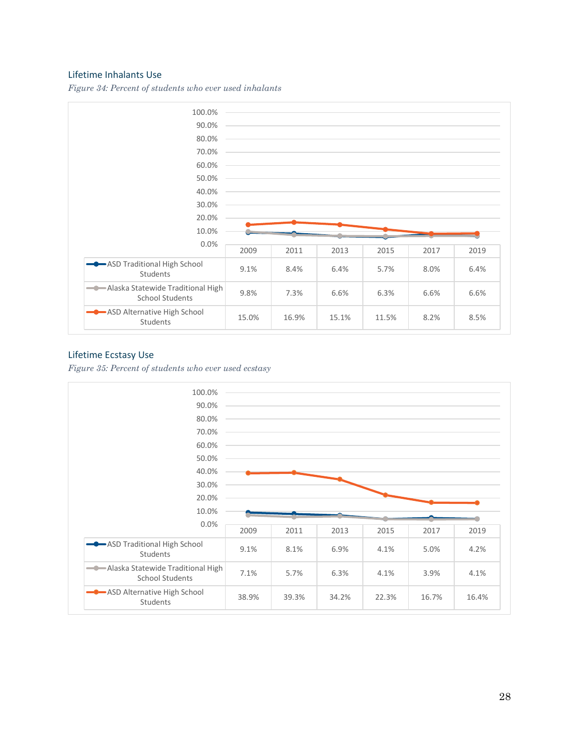## Lifetime Inhalants Use

*Figure 34: Percent of students who ever used inhalants*

| | 2009 | 2011 | 2013 | 2015 | 2017 | 2019 |
|---|---|---|---|---|---|---|
| ASD Traditional High School Students | 9.1% | 8.4% | 6.4% | 5.7% | 8.0% | 6.4% |
| Alaska Statewide Traditional High School Students | 9.8% | 7.3% | 6.6% | 6.3% | 6.6% | 6.6% |
| ASD Alternative High School Students | 15.0% | 16.9% | 15.1% | 11.5% | 8.2% | 8.5% |

## Lifetime Ecstasy Use

*Figure 35: Percent of students who ever used ecstasy*

| | 2009 | 2011 | 2013 | 2015 | 2017 | 2019 |
|---|---|---|---|---|---|---|
| ASD Traditional High School Students | 9.1% | 8.1% | 6.9% | 4.1% | 5.0% | 4.2% |
| Alaska Statewide Traditional High School Students | 7.1% | 5.7% | 6.3% | 4.1% | 3.9% | 4.1% |
| ASD Alternative High School Students | 38.9% | 39.3% | 34.2% | 22.3% | 16.7% | 16.4% |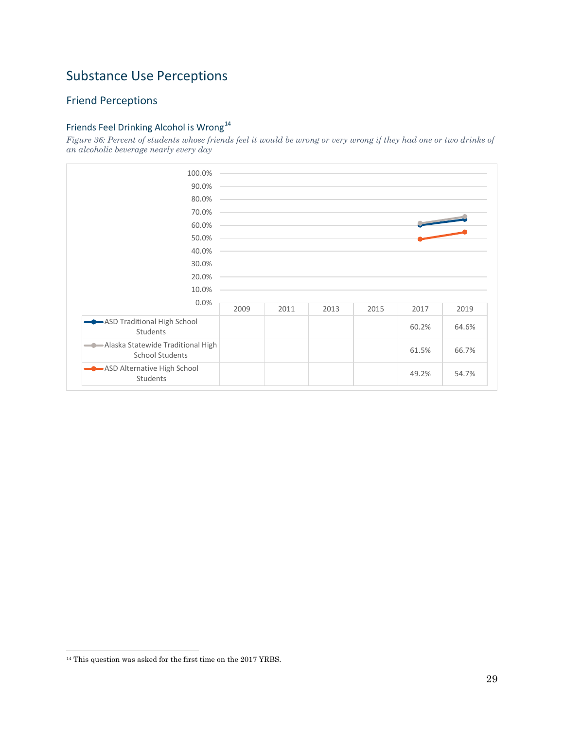# Substance Use Perceptions

## Friend Perceptions

### Friends Feel Drinking Alcohol is Wrong[14]

*Figure 36: Percent of students whose friends feel it would be wrong or very wrong if they had one or two drinks of an alcoholic beverage nearly every day*

| | 2009 | 2011 | 2013 | 2015 | 2017 | 2019 |
|---|---|---|---|---|---|---|
| ASD Traditional High School Students | | | | | 60.2% | 64.6% |
| Alaska Statewide Traditional High School Students | | | | | 61.5% | 66.7% |
| ASD Alternative High School Students | | | | | 49.2% | 54.7% |

[14] This question was asked for the first time on the 2017 YRBS.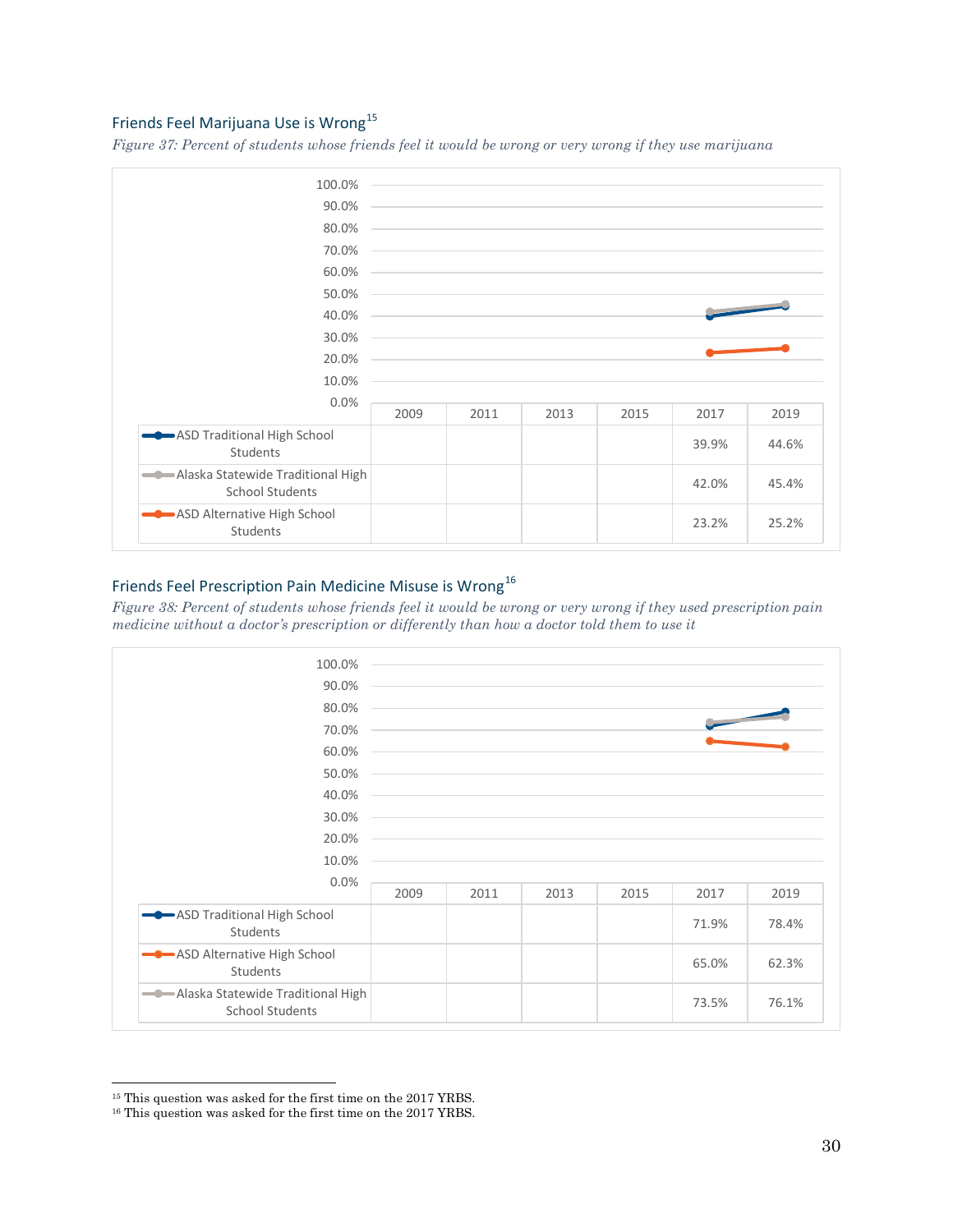### Friends Feel Marijuana Use is Wrong[15]

*Figure 37: Percent of students whose friends feel it would be wrong or very wrong if they use marijuana*

| | 2009 | 2011 | 2013 | 2015 | 2017 | 2019 |
|---|---|---|---|---|---|---|
| ASD Traditional High School Students | | | | | 39.9% | 44.6% |
| Alaska Statewide Traditional High School Students | | | | | 42.0% | 45.4% |
| ASD Alternative High School Students | | | | | 23.2% | 25.2% |

### Friends Feel Prescription Pain Medicine Misuse is Wrong[16]

*Figure 38: Percent of students whose friends feel it would be wrong or very wrong if they used prescription pain medicine without a doctor's prescription or differently than how a doctor told them to use it*

| | 2009 | 2011 | 2013 | 2015 | 2017 | 2019 |
|---|---|---|---|---|---|---|
| ASD Traditional High School Students | | | | | 71.9% | 78.4% |
| ASD Alternative High School Students | | | | | 65.0% | 62.3% |
| Alaska Statewide Traditional High School Students | | | | | 73.5% | 76.1% |

[15] This question was asked for the first time on the 2017 YRBS.

[16] This question was asked for the first time on the 2017 YRBS.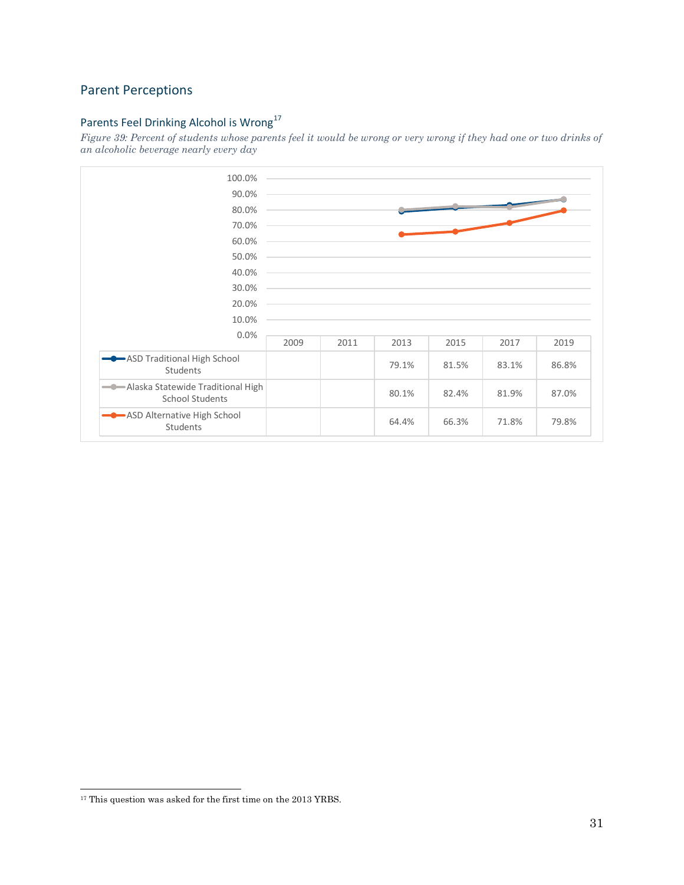## Parent Perceptions

### Parents Feel Drinking Alcohol is Wrong[17]

*Figure 39: Percent of students whose parents feel it would be wrong or very wrong if they had one or two drinks of an alcoholic beverage nearly every day*

| | 2009 | 2011 | 2013 | 2015 | 2017 | 2019 |
|---|---|---|---|---|---|---|
| ASD Traditional High School Students | | | 79.1% | 81.5% | 83.1% | 86.8% |
| Alaska Statewide Traditional High School Students | | | 80.1% | 82.4% | 81.9% | 87.0% |
| ASD Alternative High School Students | | | 64.4% | 66.3% | 71.8% | 79.8% |

[17] This question was asked for the first time on the 2013 YRBS.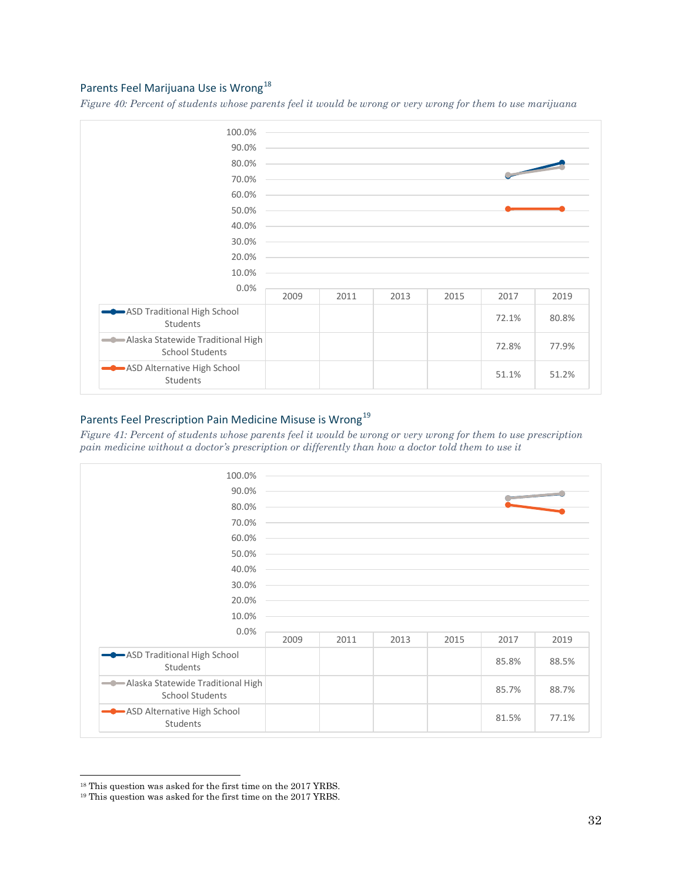### Parents Feel Marijuana Use is Wrong[18]

*Figure 40: Percent of students whose parents feel it would be wrong or very wrong for them to use marijuana*

| | 2009 | 2011 | 2013 | 2015 | 2017 | 2019 |
|---|---|---|---|---|---|---|
| ASD Traditional High School Students | | | | | 72.1% | 80.8% |
| Alaska Statewide Traditional High School Students | | | | | 72.8% | 77.9% |
| ASD Alternative High School Students | | | | | 51.1% | 51.2% |

### Parents Feel Prescription Pain Medicine Misuse is Wrong[19]

*Figure 41: Percent of students whose parents feel it would be wrong or very wrong for them to use prescription pain medicine without a doctor's prescription or differently than how a doctor told them to use it*

| | 2009 | 2011 | 2013 | 2015 | 2017 | 2019 |
|---|---|---|---|---|---|---|
| ASD Traditional High School Students | | | | | 85.8% | 88.5% |
| Alaska Statewide Traditional High School Students | | | | | 85.7% | 88.7% |
| ASD Alternative High School Students | | | | | 81.5% | 77.1% |

[18] This question was asked for the first time on the 2017 YRBS.
[19] This question was asked for the first time on the 2017 YRBS.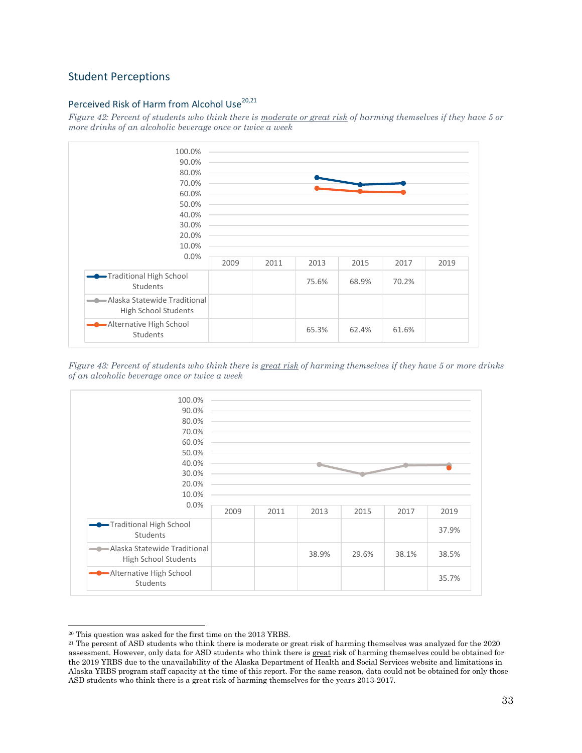## Student Perceptions

### Perceived Risk of Harm from Alcohol Use[20,21]

*Figure 42: Percent of students who think there is moderate or great risk of harming themselves if they have 5 or more drinks of an alcoholic beverage once or twice a week*

| | 2009 | 2011 | 2013 | 2015 | 2017 | 2019 |
|---|---|---|---|---|---|---|
| Traditional High School Students | | | 75.6% | 68.9% | 70.2% | |
| Alaska Statewide Traditional High School Students | | | | | | |
| Alternative High School Students | | | 65.3% | 62.4% | 61.6% | |

*Figure 43: Percent of students who think there is great risk of harming themselves if they have 5 or more drinks of an alcoholic beverage once or twice a week*

| | 2009 | 2011 | 2013 | 2015 | 2017 | 2019 |
|---|---|---|---|---|---|---|
| Traditional High School Students | | | | | | 37.9% |
| Alaska Statewide Traditional High School Students | | | 38.9% | 29.6% | 38.1% | 38.5% |
| Alternative High School Students | | | | | | 35.7% |

[20] This question was asked for the first time on the 2013 YRBS.

[21] The percent of ASD students who think there is moderate or great risk of harming themselves was analyzed for the 2020 assessment. However, only data for ASD students who think there is great risk of harming themselves could be obtained for the 2019 YRBS due to the unavailability of the Alaska Department of Health and Social Services website and limitations in Alaska YRBS program staff capacity at the time of this report. For the same reason, data could not be obtained for only those ASD students who think there is a great risk of harming themselves for the years 2013-2017.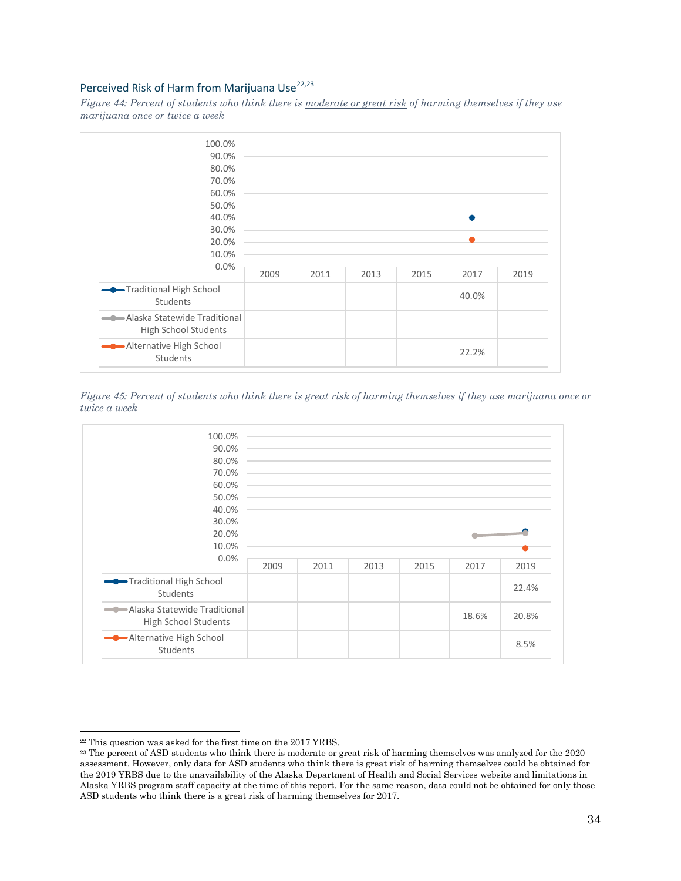### Perceived Risk of Harm from Marijuana Use[22,23]

*Figure 44: Percent of students who think there is moderate or great risk of harming themselves if they use marijuana once or twice a week*

| | 2009 | 2011 | 2013 | 2015 | 2017 | 2019 |
|---|---|---|---|---|---|---|
| Traditional High School Students | | | | | 40.0% | |
| Alaska Statewide Traditional High School Students | | | | | | |
| Alternative High School Students | | | | | 22.2% | |

*Figure 45: Percent of students who think there is great risk of harming themselves if they use marijuana once or twice a week*

| | 2009 | 2011 | 2013 | 2015 | 2017 | 2019 |
|---|---|---|---|---|---|---|
| Traditional High School Students | | | | | | 22.4% |
| Alaska Statewide Traditional High School Students | | | | | 18.6% | 20.8% |
| Alternative High School Students | | | | | | 8.5% |

---

[22] This question was asked for the first time on the 2017 YRBS.

[23] The percent of ASD students who think there is moderate or great risk of harming themselves was analyzed for the 2020 assessment. However, only data for ASD students who think there is great risk of harming themselves could be obtained for the 2019 YRBS due to the unavailability of the Alaska Department of Health and Social Services website and limitations in Alaska YRBS program staff capacity at the time of this report. For the same reason, data could not be obtained for only those ASD students who think there is a great risk of harming themselves for 2017.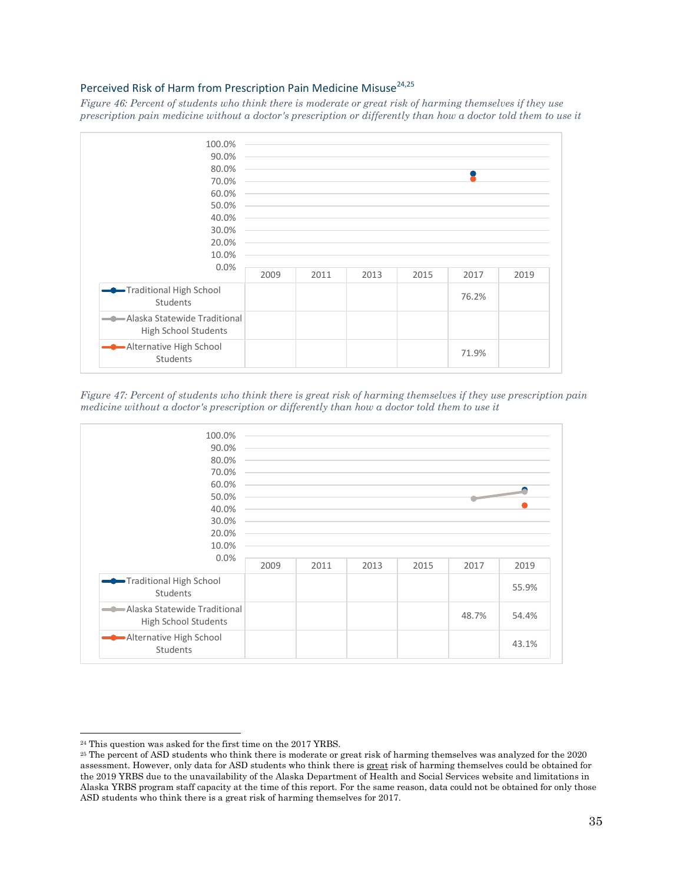## Perceived Risk of Harm from Prescription Pain Medicine Misuse[24,25]

*Figure 46: Percent of students who think there is moderate or great risk of harming themselves if they use prescription pain medicine without a doctor's prescription or differently than how a doctor told them to use it*

| | 2009 | 2011 | 2013 | 2015 | 2017 | 2019 |
|---|---|---|---|---|---|---|
| Traditional High School Students | | | | | 76.2% | |
| Alaska Statewide Traditional High School Students | | | | | | |
| Alternative High School Students | | | | | 71.9% | |

*Figure 47: Percent of students who think there is great risk of harming themselves if they use prescription pain medicine without a doctor's prescription or differently than how a doctor told them to use it*

| | 2009 | 2011 | 2013 | 2015 | 2017 | 2019 |
|---|---|---|---|---|---|---|
| Traditional High School Students | | | | | | 55.9% |
| Alaska Statewide Traditional High School Students | | | | | 48.7% | 54.4% |
| Alternative High School Students | | | | | | 43.1% |

---

[24] This question was asked for the first time on the 2017 YRBS.

[25] The percent of ASD students who think there is moderate or great risk of harming themselves was analyzed for the 2020 assessment. However, only data for ASD students who think there is great risk of harming themselves could be obtained for the 2019 YRBS due to the unavailability of the Alaska Department of Health and Social Services website and limitations in Alaska YRBS program staff capacity at the time of this report. For the same reason, data could not be obtained for only those ASD students who think there is a great risk of harming themselves for 2017.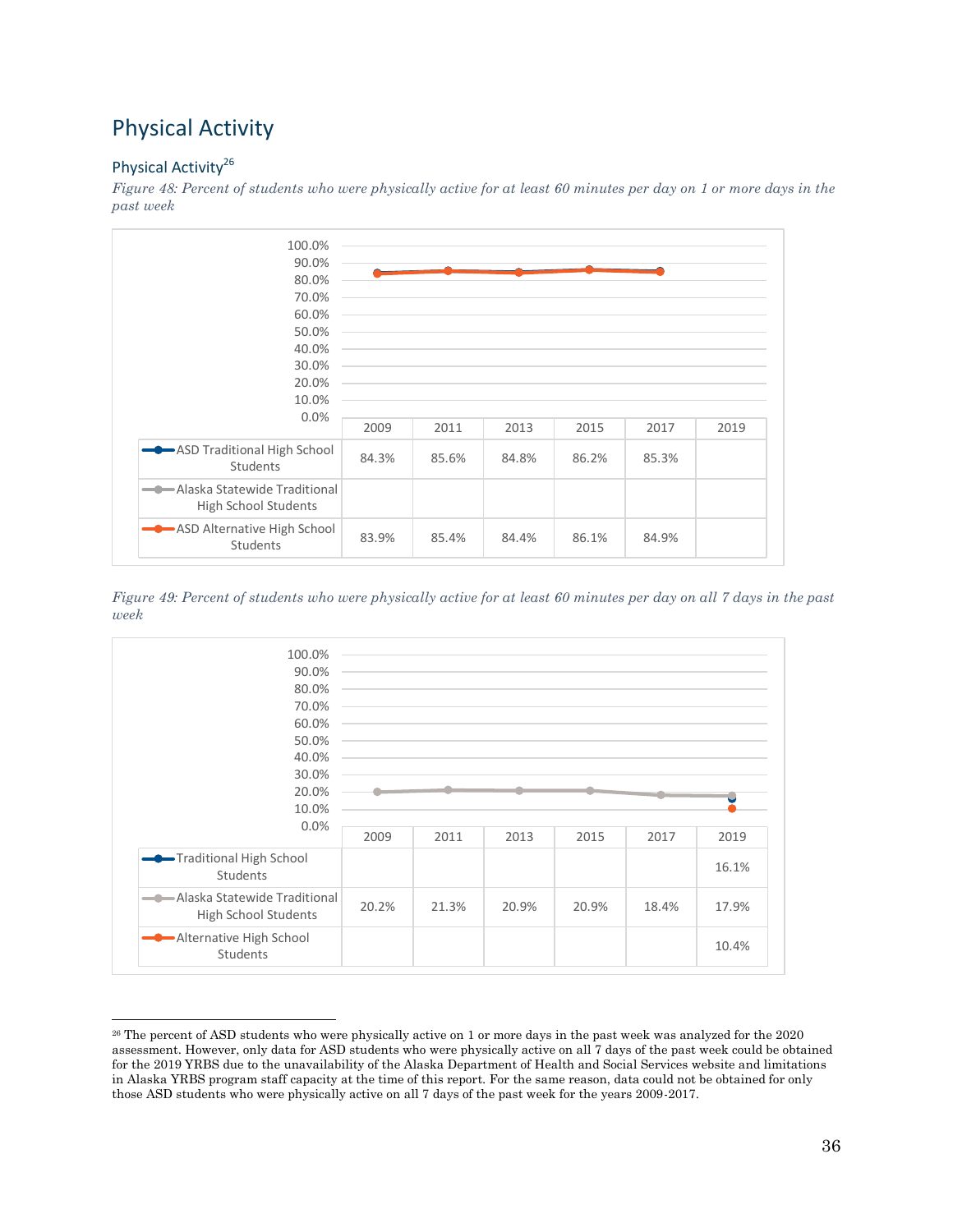# Physical Activity

## Physical Activity[26]

*Figure 48: Percent of students who were physically active for at least 60 minutes per day on 1 or more days in the past week*

| | 2009 | 2011 | 2013 | 2015 | 2017 | 2019 |
|---|---|---|---|---|---|---|
| ASD Traditional High School Students | 84.3% | 85.6% | 84.8% | 86.2% | 85.3% | |
| Alaska Statewide Traditional High School Students | | | | | | |
| ASD Alternative High School Students | 83.9% | 85.4% | 84.4% | 86.1% | 84.9% | |

*Figure 49: Percent of students who were physically active for at least 60 minutes per day on all 7 days in the past week*

| | 2009 | 2011 | 2013 | 2015 | 2017 | 2019 |
|---|---|---|---|---|---|---|
| Traditional High School Students | | | | | | 16.1% |
| Alaska Statewide Traditional High School Students | 20.2% | 21.3% | 20.9% | 20.9% | 18.4% | 17.9% |
| Alternative High School Students | | | | | | 10.4% |

[26] The percent of ASD students who were physically active on 1 or more days in the past week was analyzed for the 2020 assessment. However, only data for ASD students who were physically active on all 7 days of the past week could be obtained for the 2019 YRBS due to the unavailability of the Alaska Department of Health and Social Services website and limitations in Alaska YRBS program staff capacity at the time of this report. For the same reason, data could not be obtained for only those ASD students who were physically active on all 7 days of the past week for the years 2009-2017.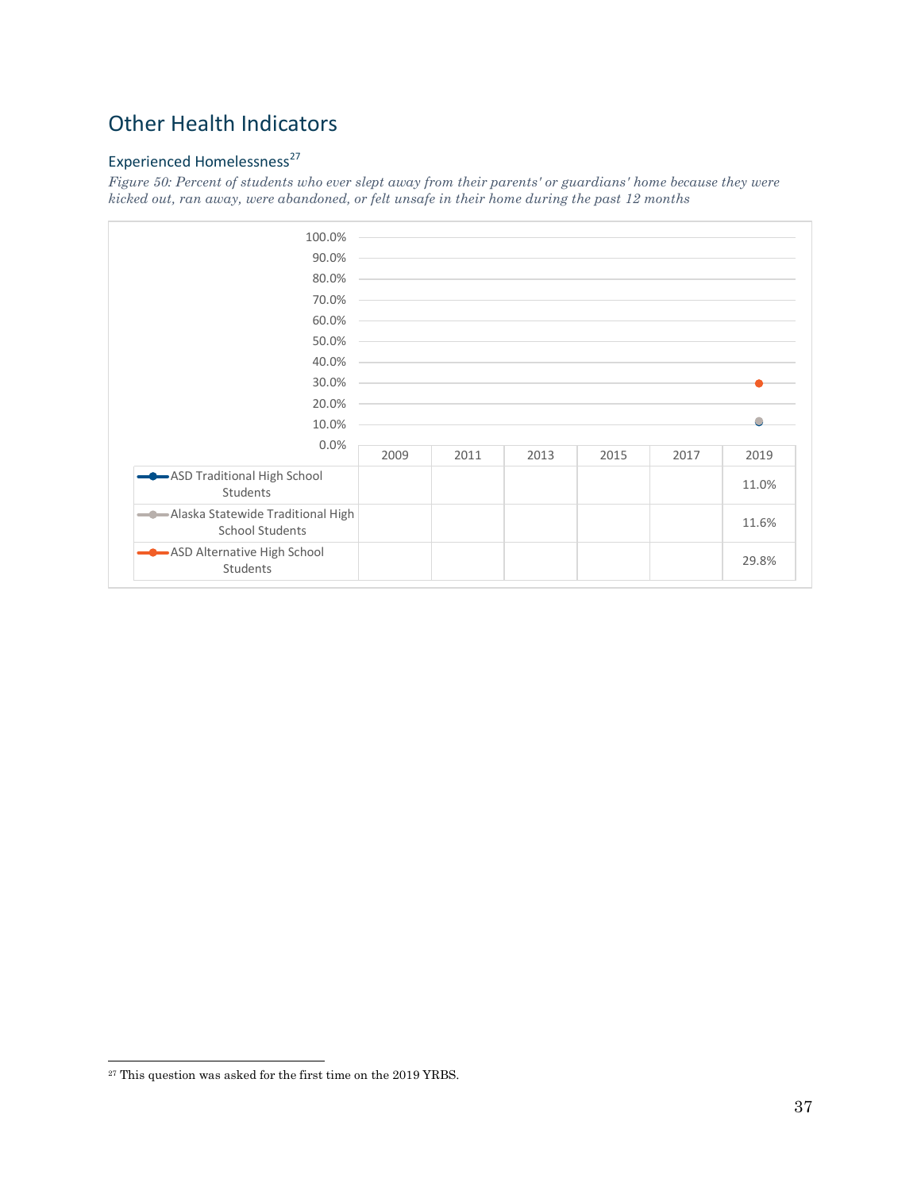# Other Health Indicators

## Experienced Homelessness[27]

*Figure 50: Percent of students who ever slept away from their parents' or guardians' home because they were kicked out, ran away, were abandoned, or felt unsafe in their home during the past 12 months*

100.0%
90.0%
80.0%
70.0%
60.0%
50.0%
40.0%
30.0%
20.0%
10.0%
0.0%

2009
2011
2013
2015
2017
2019

ASD Traditional High School Students 11.0%
Alaska Statewide Traditional High School Students 11.6%
ASD Alternative High School Students 29.8%

[27] This question was asked for the first time on the 2019 YRBS.